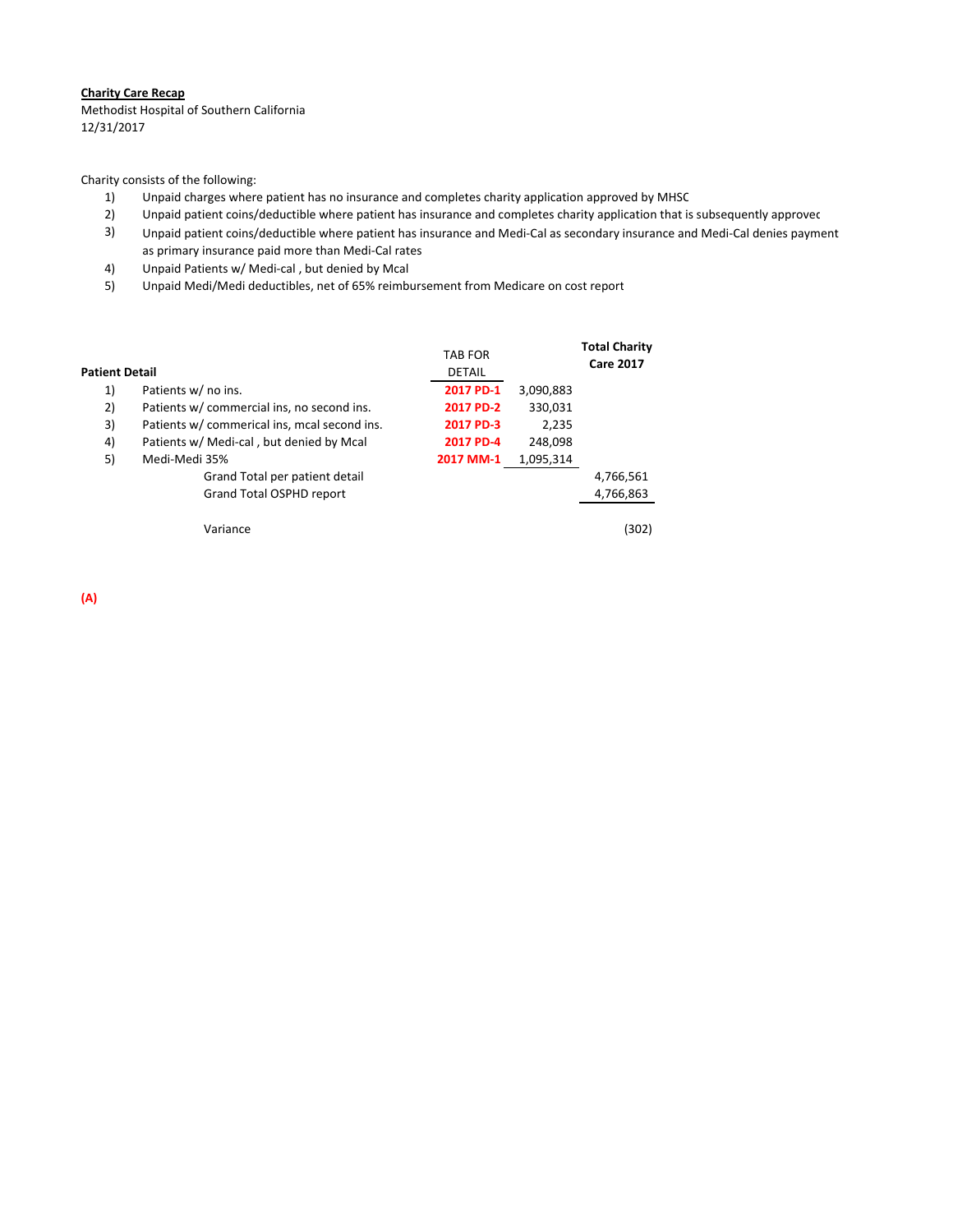**Charity Care Recap**

Methodist Hospital of Southern California
12/31/2017

Charity consists of the following:

1) Unpaid charges where patient has no insurance and completes charity application approved by MHSC
2) Unpaid patient coins/deductible where patient has insurance and completes charity application that is subsequently approvec
3) Unpaid patient coins/deductible where patient has insurance and Medi-Cal as secondary insurance and Medi-Cal denies payment as primary insurance paid more than Medi-Cal rates
4) Unpaid Patients w/ Medi-cal , but denied by Mcal
5) Unpaid Medi/Medi deductibles, net of 65% reimbursement from Medicare on cost report

| Patient Detail | | TAB FOR DETAIL | | Total Charity Care 2017 |
|---|---|---|---|---|
| 1) | Patients w/ no ins. | 2017 PD-1 | 3,090,883 | |
| 2) | Patients w/ commercial ins, no second ins. | 2017 PD-2 | 330,031 | |
| 3) | Patients w/ commerical ins, mcal second ins. | 2017 PD-3 | 2,235 | |
| 4) | Patients w/ Medi-cal , but denied by Mcal | 2017 PD-4 | 248,098 | |
| 5) | Medi-Medi 35% | 2017 MM-1 | 1,095,314 | |
| | Grand Total per patient detail | | | 4,766,561 |
| | Grand Total OSPHD report | | | 4,766,863 |
| | Variance | | | (302) |

**(A)**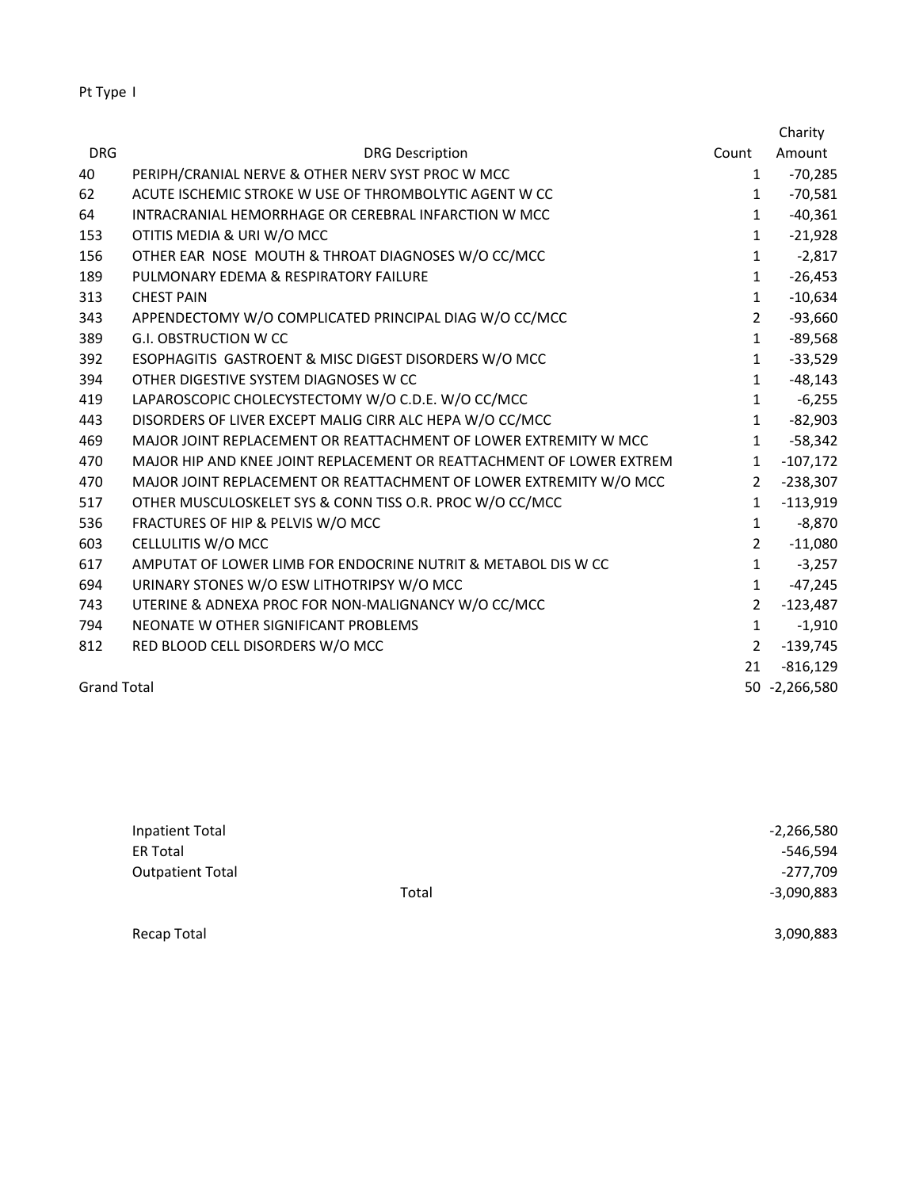Pt Type I

| DRG | DRG Description | Count | Charity Amount |
|---|---|---|---|
| 40 | PERIPH/CRANIAL NERVE & OTHER NERV SYST PROC W MCC | 1 | -70,285 |
| 62 | ACUTE ISCHEMIC STROKE W USE OF THROMBOLYTIC AGENT W CC | 1 | -70,581 |
| 64 | INTRACRANIAL HEMORRHAGE OR CEREBRAL INFARCTION W MCC | 1 | -40,361 |
| 153 | OTITIS MEDIA & URI W/O MCC | 1 | -21,928 |
| 156 | OTHER EAR NOSE MOUTH & THROAT DIAGNOSES W/O CC/MCC | 1 | -2,817 |
| 189 | PULMONARY EDEMA & RESPIRATORY FAILURE | 1 | -26,453 |
| 313 | CHEST PAIN | 1 | -10,634 |
| 343 | APPENDECTOMY W/O COMPLICATED PRINCIPAL DIAG W/O CC/MCC | 2 | -93,660 |
| 389 | G.I. OBSTRUCTION W CC | 1 | -89,568 |
| 392 | ESOPHAGITIS GASTROENT & MISC DIGEST DISORDERS W/O MCC | 1 | -33,529 |
| 394 | OTHER DIGESTIVE SYSTEM DIAGNOSES W CC | 1 | -48,143 |
| 419 | LAPAROSCOPIC CHOLECYSTECTOMY W/O C.D.E. W/O CC/MCC | 1 | -6,255 |
| 443 | DISORDERS OF LIVER EXCEPT MALIG CIRR ALC HEPA W/O CC/MCC | 1 | -82,903 |
| 469 | MAJOR JOINT REPLACEMENT OR REATTACHMENT OF LOWER EXTREMITY W MCC | 1 | -58,342 |
| 470 | MAJOR HIP AND KNEE JOINT REPLACEMENT OR REATTACHMENT OF LOWER EXTREM | 1 | -107,172 |
| 470 | MAJOR JOINT REPLACEMENT OR REATTACHMENT OF LOWER EXTREMITY W/O MCC | 2 | -238,307 |
| 517 | OTHER MUSCULOSKELET SYS & CONN TISS O.R. PROC W/O CC/MCC | 1 | -113,919 |
| 536 | FRACTURES OF HIP & PELVIS W/O MCC | 1 | -8,870 |
| 603 | CELLULITIS W/O MCC | 2 | -11,080 |
| 617 | AMPUTAT OF LOWER LIMB FOR ENDOCRINE NUTRIT & METABOL DIS W CC | 1 | -3,257 |
| 694 | URINARY STONES W/O ESW LITHOTRIPSY W/O MCC | 1 | -47,245 |
| 743 | UTERINE & ADNEXA PROC FOR NON-MALIGNANCY W/O CC/MCC | 2 | -123,487 |
| 794 | NEONATE W OTHER SIGNIFICANT PROBLEMS | 1 | -1,910 |
| 812 | RED BLOOD CELL DISORDERS W/O MCC | 2 | -139,745 |
| | | 21 | -816,129 |
| Grand Total | | 50 | -2,266,580 |

| | | |
|---|---|---|
| Inpatient Total | | -2,266,580 |
| ER Total | | -546,594 |
| Outpatient Total | | -277,709 |
| | Total | -3,090,883 |
| Recap Total | | 3,090,883 |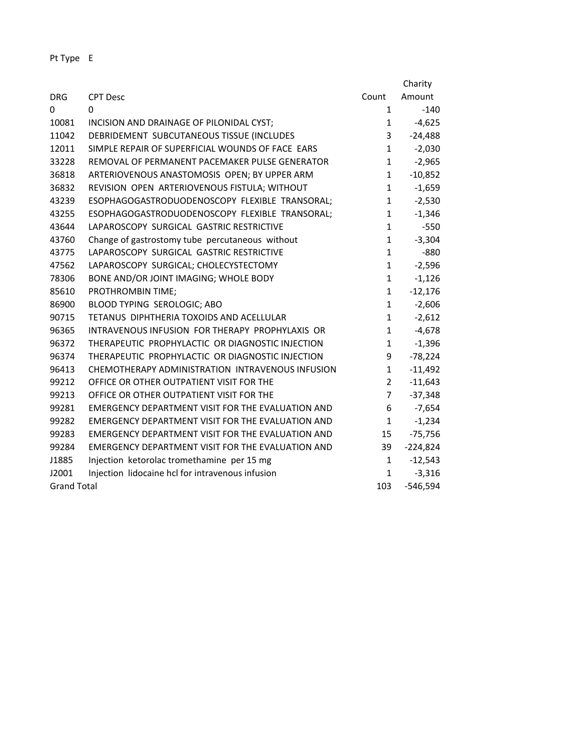Pt Type E

| DRG | CPT Desc | Count | Charity Amount |
|---|---|---|---|
| 0 | 0 | 1 | -140 |
| 10081 | INCISION AND DRAINAGE OF PILONIDAL CYST; | 1 | -4,625 |
| 11042 | DEBRIDEMENT SUBCUTANEOUS TISSUE (INCLUDES | 3 | -24,488 |
| 12011 | SIMPLE REPAIR OF SUPERFICIAL WOUNDS OF FACE EARS | 1 | -2,030 |
| 33228 | REMOVAL OF PERMANENT PACEMAKER PULSE GENERATOR | 1 | -2,965 |
| 36818 | ARTERIOVENOUS ANASTOMOSIS OPEN; BY UPPER ARM | 1 | -10,852 |
| 36832 | REVISION OPEN ARTERIOVENOUS FISTULA; WITHOUT | 1 | -1,659 |
| 43239 | ESOPHAGOGASTRODUODENOSCOPY FLEXIBLE TRANSORAL; | 1 | -2,530 |
| 43255 | ESOPHAGOGASTRODUODENOSCOPY FLEXIBLE TRANSORAL; | 1 | -1,346 |
| 43644 | LAPAROSCOPY SURGICAL GASTRIC RESTRICTIVE | 1 | -550 |
| 43760 | Change of gastrostomy tube percutaneous without | 1 | -3,304 |
| 43775 | LAPAROSCOPY SURGICAL GASTRIC RESTRICTIVE | 1 | -880 |
| 47562 | LAPAROSCOPY SURGICAL; CHOLECYSTECTOMY | 1 | -2,596 |
| 78306 | BONE AND/OR JOINT IMAGING; WHOLE BODY | 1 | -1,126 |
| 85610 | PROTHROMBIN TIME; | 1 | -12,176 |
| 86900 | BLOOD TYPING SEROLOGIC; ABO | 1 | -2,606 |
| 90715 | TETANUS DIPHTHERIA TOXOIDS AND ACELLULAR | 1 | -2,612 |
| 96365 | INTRAVENOUS INFUSION FOR THERAPY PROPHYLAXIS OR | 1 | -4,678 |
| 96372 | THERAPEUTIC PROPHYLACTIC OR DIAGNOSTIC INJECTION | 1 | -1,396 |
| 96374 | THERAPEUTIC PROPHYLACTIC OR DIAGNOSTIC INJECTION | 9 | -78,224 |
| 96413 | CHEMOTHERAPY ADMINISTRATION INTRAVENOUS INFUSION | 1 | -11,492 |
| 99212 | OFFICE OR OTHER OUTPATIENT VISIT FOR THE | 2 | -11,643 |
| 99213 | OFFICE OR OTHER OUTPATIENT VISIT FOR THE | 7 | -37,348 |
| 99281 | EMERGENCY DEPARTMENT VISIT FOR THE EVALUATION AND | 6 | -7,654 |
| 99282 | EMERGENCY DEPARTMENT VISIT FOR THE EVALUATION AND | 1 | -1,234 |
| 99283 | EMERGENCY DEPARTMENT VISIT FOR THE EVALUATION AND | 15 | -75,756 |
| 99284 | EMERGENCY DEPARTMENT VISIT FOR THE EVALUATION AND | 39 | -224,824 |
| J1885 | Injection ketorolac tromethamine per 15 mg | 1 | -12,543 |
| J2001 | Injection lidocaine hcl for intravenous infusion | 1 | -3,316 |
| Grand Total | | 103 | -546,594 |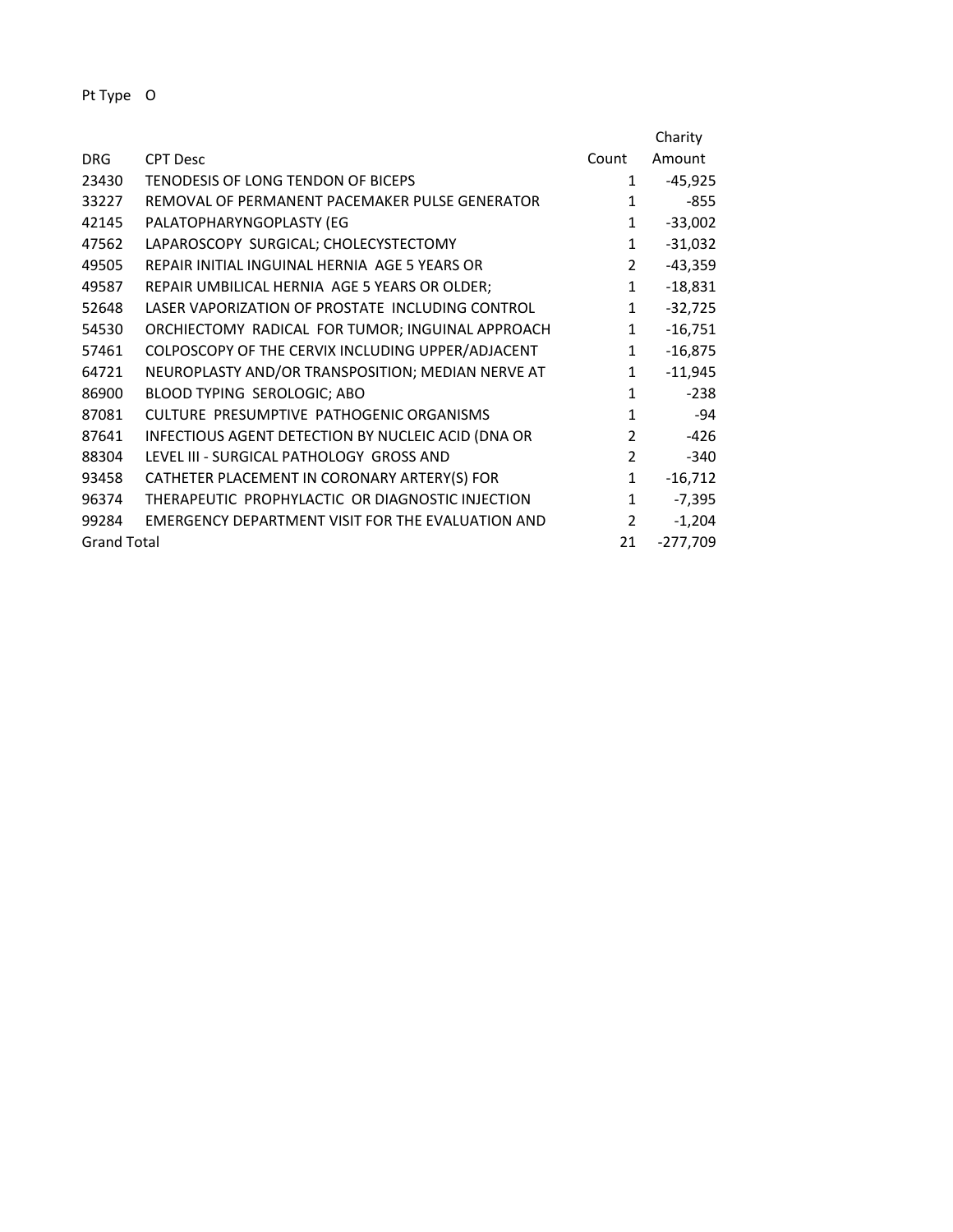Pt Type O

| DRG | CPT Desc | Count | Charity Amount |
|---|---|---|---|
| 23430 | TENODESIS OF LONG TENDON OF BICEPS | 1 | -45,925 |
| 33227 | REMOVAL OF PERMANENT PACEMAKER PULSE GENERATOR | 1 | -855 |
| 42145 | PALATOPHARYNGOPLASTY (EG | 1 | -33,002 |
| 47562 | LAPAROSCOPY SURGICAL; CHOLECYSTECTOMY | 1 | -31,032 |
| 49505 | REPAIR INITIAL INGUINAL HERNIA AGE 5 YEARS OR | 2 | -43,359 |
| 49587 | REPAIR UMBILICAL HERNIA AGE 5 YEARS OR OLDER; | 1 | -18,831 |
| 52648 | LASER VAPORIZATION OF PROSTATE INCLUDING CONTROL | 1 | -32,725 |
| 54530 | ORCHIECTOMY RADICAL FOR TUMOR; INGUINAL APPROACH | 1 | -16,751 |
| 57461 | COLPOSCOPY OF THE CERVIX INCLUDING UPPER/ADJACENT | 1 | -16,875 |
| 64721 | NEUROPLASTY AND/OR TRANSPOSITION; MEDIAN NERVE AT | 1 | -11,945 |
| 86900 | BLOOD TYPING SEROLOGIC; ABO | 1 | -238 |
| 87081 | CULTURE PRESUMPTIVE PATHOGENIC ORGANISMS | 1 | -94 |
| 87641 | INFECTIOUS AGENT DETECTION BY NUCLEIC ACID (DNA OR | 2 | -426 |
| 88304 | LEVEL III - SURGICAL PATHOLOGY GROSS AND | 2 | -340 |
| 93458 | CATHETER PLACEMENT IN CORONARY ARTERY(S) FOR | 1 | -16,712 |
| 96374 | THERAPEUTIC PROPHYLACTIC OR DIAGNOSTIC INJECTION | 1 | -7,395 |
| 99284 | EMERGENCY DEPARTMENT VISIT FOR THE EVALUATION AND | 2 | -1,204 |
| Grand Total | | 21 | -277,709 |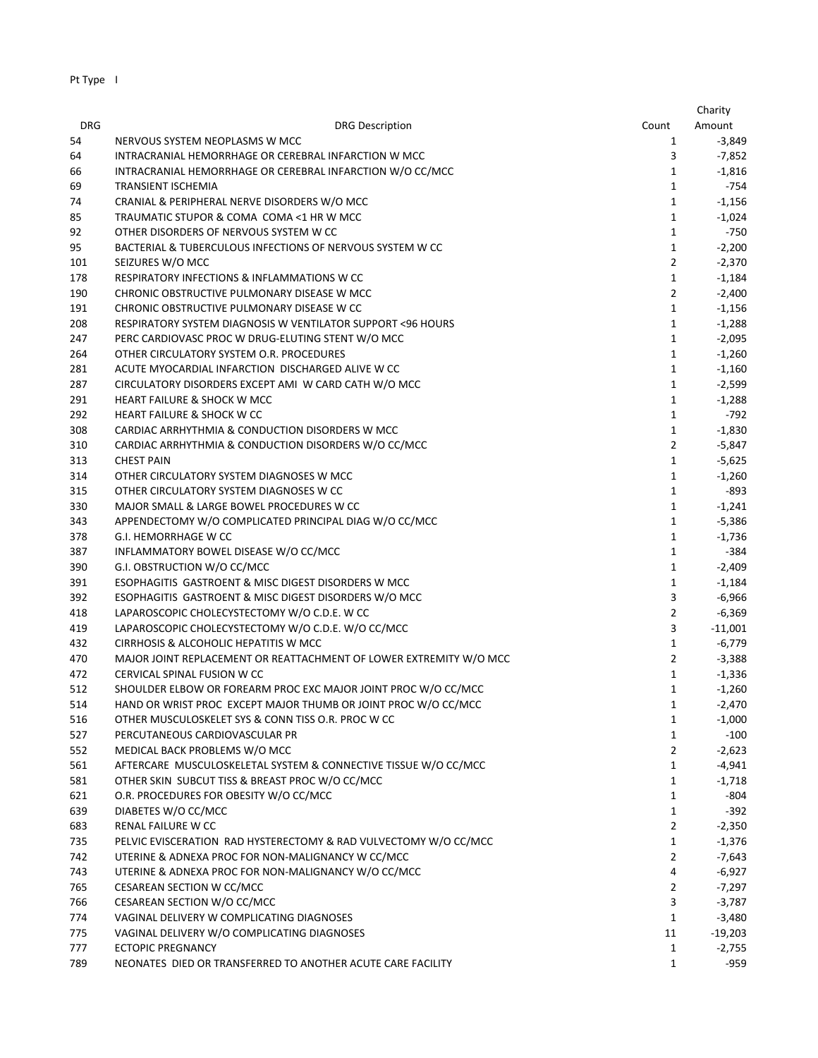Pt Type I

| DRG | DRG Description | Count | Charity Amount |
|---|---|---|---|
| 54 | NERVOUS SYSTEM NEOPLASMS W MCC | 1 | -3,849 |
| 64 | INTRACRANIAL HEMORRHAGE OR CEREBRAL INFARCTION W MCC | 3 | -7,852 |
| 66 | INTRACRANIAL HEMORRHAGE OR CEREBRAL INFARCTION W/O CC/MCC | 1 | -1,816 |
| 69 | TRANSIENT ISCHEMIA | 1 | -754 |
| 74 | CRANIAL & PERIPHERAL NERVE DISORDERS W/O MCC | 1 | -1,156 |
| 85 | TRAUMATIC STUPOR & COMA COMA <1 HR W MCC | 1 | -1,024 |
| 92 | OTHER DISORDERS OF NERVOUS SYSTEM W CC | 1 | -750 |
| 95 | BACTERIAL & TUBERCULOUS INFECTIONS OF NERVOUS SYSTEM W CC | 1 | -2,200 |
| 101 | SEIZURES W/O MCC | 2 | -2,370 |
| 178 | RESPIRATORY INFECTIONS & INFLAMMATIONS W CC | 1 | -1,184 |
| 190 | CHRONIC OBSTRUCTIVE PULMONARY DISEASE W MCC | 2 | -2,400 |
| 191 | CHRONIC OBSTRUCTIVE PULMONARY DISEASE W CC | 1 | -1,156 |
| 208 | RESPIRATORY SYSTEM DIAGNOSIS W VENTILATOR SUPPORT <96 HOURS | 1 | -1,288 |
| 247 | PERC CARDIOVASC PROC W DRUG-ELUTING STENT W/O MCC | 1 | -2,095 |
| 264 | OTHER CIRCULATORY SYSTEM O.R. PROCEDURES | 1 | -1,260 |
| 281 | ACUTE MYOCARDIAL INFARCTION DISCHARGED ALIVE W CC | 1 | -1,160 |
| 287 | CIRCULATORY DISORDERS EXCEPT AMI W CARD CATH W/O MCC | 1 | -2,599 |
| 291 | HEART FAILURE & SHOCK W MCC | 1 | -1,288 |
| 292 | HEART FAILURE & SHOCK W CC | 1 | -792 |
| 308 | CARDIAC ARRHYTHMIA & CONDUCTION DISORDERS W MCC | 1 | -1,830 |
| 310 | CARDIAC ARRHYTHMIA & CONDUCTION DISORDERS W/O CC/MCC | 2 | -5,847 |
| 313 | CHEST PAIN | 1 | -5,625 |
| 314 | OTHER CIRCULATORY SYSTEM DIAGNOSES W MCC | 1 | -1,260 |
| 315 | OTHER CIRCULATORY SYSTEM DIAGNOSES W CC | 1 | -893 |
| 330 | MAJOR SMALL & LARGE BOWEL PROCEDURES W CC | 1 | -1,241 |
| 343 | APPENDECTOMY W/O COMPLICATED PRINCIPAL DIAG W/O CC/MCC | 1 | -5,386 |
| 378 | G.I. HEMORRHAGE W CC | 1 | -1,736 |
| 387 | INFLAMMATORY BOWEL DISEASE W/O CC/MCC | 1 | -384 |
| 390 | G.I. OBSTRUCTION W/O CC/MCC | 1 | -2,409 |
| 391 | ESOPHAGITIS GASTROENT & MISC DIGEST DISORDERS W MCC | 1 | -1,184 |
| 392 | ESOPHAGITIS GASTROENT & MISC DIGEST DISORDERS W/O MCC | 3 | -6,966 |
| 418 | LAPAROSCOPIC CHOLECYSTECTOMY W/O C.D.E. W CC | 2 | -6,369 |
| 419 | LAPAROSCOPIC CHOLECYSTECTOMY W/O C.D.E. W/O CC/MCC | 3 | -11,001 |
| 432 | CIRRHOSIS & ALCOHOLIC HEPATITIS W MCC | 1 | -6,779 |
| 470 | MAJOR JOINT REPLACEMENT OR REATTACHMENT OF LOWER EXTREMITY W/O MCC | 2 | -3,388 |
| 472 | CERVICAL SPINAL FUSION W CC | 1 | -1,336 |
| 512 | SHOULDER ELBOW OR FOREARM PROC EXC MAJOR JOINT PROC W/O CC/MCC | 1 | -1,260 |
| 514 | HAND OR WRIST PROC EXCEPT MAJOR THUMB OR JOINT PROC W/O CC/MCC | 1 | -2,470 |
| 516 | OTHER MUSCULOSKELET SYS & CONN TISS O.R. PROC W CC | 1 | -1,000 |
| 527 | PERCUTANEOUS CARDIOVASCULAR PR | 1 | -100 |
| 552 | MEDICAL BACK PROBLEMS W/O MCC | 2 | -2,623 |
| 561 | AFTERCARE MUSCULOSKELETAL SYSTEM & CONNECTIVE TISSUE W/O CC/MCC | 1 | -4,941 |
| 581 | OTHER SKIN SUBCUT TISS & BREAST PROC W/O CC/MCC | 1 | -1,718 |
| 621 | O.R. PROCEDURES FOR OBESITY W/O CC/MCC | 1 | -804 |
| 639 | DIABETES W/O CC/MCC | 1 | -392 |
| 683 | RENAL FAILURE W CC | 2 | -2,350 |
| 735 | PELVIC EVISCERATION RAD HYSTERECTOMY & RAD VULVECTOMY W/O CC/MCC | 1 | -1,376 |
| 742 | UTERINE & ADNEXA PROC FOR NON-MALIGNANCY W CC/MCC | 2 | -7,643 |
| 743 | UTERINE & ADNEXA PROC FOR NON-MALIGNANCY W/O CC/MCC | 4 | -6,927 |
| 765 | CESAREAN SECTION W CC/MCC | 2 | -7,297 |
| 766 | CESAREAN SECTION W/O CC/MCC | 3 | -3,787 |
| 774 | VAGINAL DELIVERY W COMPLICATING DIAGNOSES | 1 | -3,480 |
| 775 | VAGINAL DELIVERY W/O COMPLICATING DIAGNOSES | 11 | -19,203 |
| 777 | ECTOPIC PREGNANCY | 1 | -2,755 |
| 789 | NEONATES DIED OR TRANSFERRED TO ANOTHER ACUTE CARE FACILITY | 1 | -959 |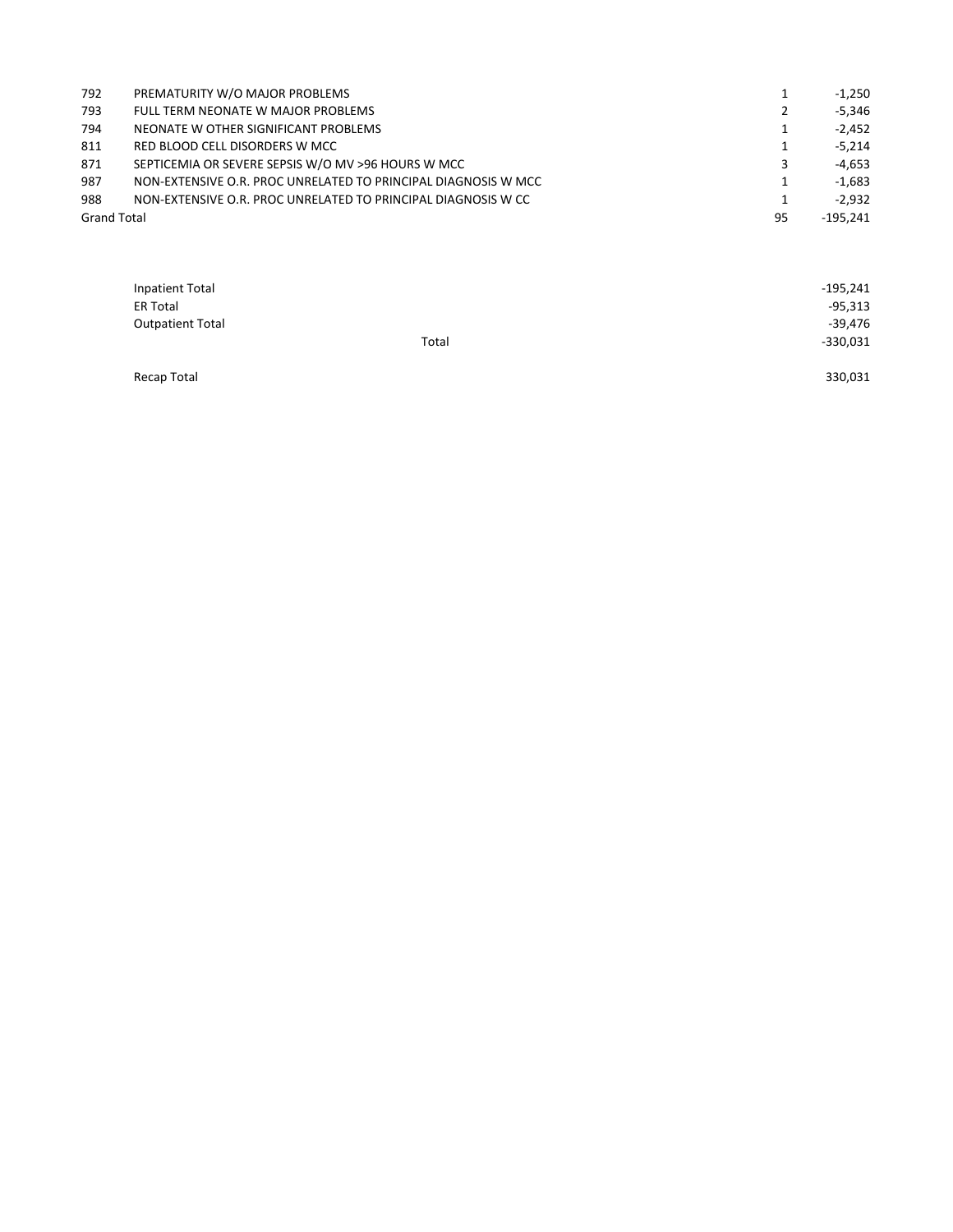| | | | |
|---|---|---|---|
| 792 | PREMATURITY W/O MAJOR PROBLEMS | 1 | -1,250 |
| 793 | FULL TERM NEONATE W MAJOR PROBLEMS | 2 | -5,346 |
| 794 | NEONATE W OTHER SIGNIFICANT PROBLEMS | 1 | -2,452 |
| 811 | RED BLOOD CELL DISORDERS W MCC | 1 | -5,214 |
| 871 | SEPTICEMIA OR SEVERE SEPSIS W/O MV >96 HOURS W MCC | 3 | -4,653 |
| 987 | NON-EXTENSIVE O.R. PROC UNRELATED TO PRINCIPAL DIAGNOSIS W MCC | 1 | -1,683 |
| 988 | NON-EXTENSIVE O.R. PROC UNRELATED TO PRINCIPAL DIAGNOSIS W CC | 1 | -2,932 |
| Grand Total | | 95 | -195,241 |

| | | |
|---|---|---|
| Inpatient Total | | -195,241 |
| ER Total | | -95,313 |
| Outpatient Total | | -39,476 |
| | Total | -330,031 |
| | | |
| Recap Total | | 330,031 |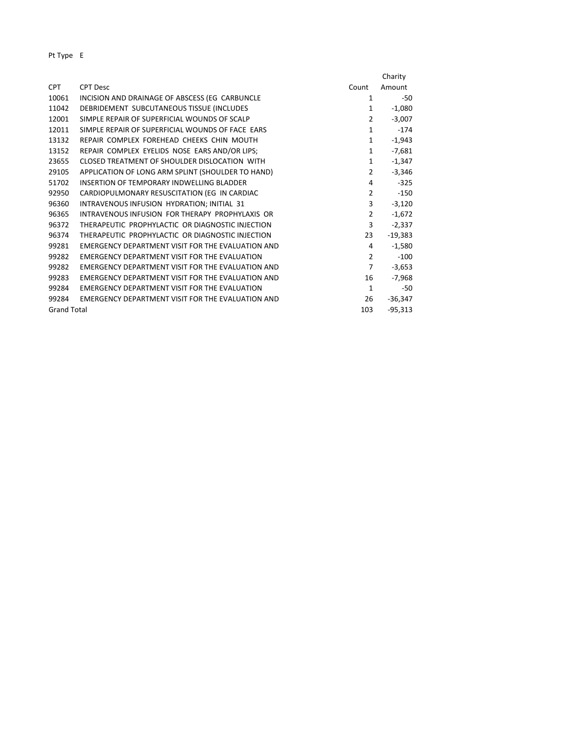Pt Type E

| CPT | CPT Desc | Count | Charity Amount |
|---|---|---|---|
| 10061 | INCISION AND DRAINAGE OF ABSCESS (EG CARBUNCLE | 1 | -50 |
| 11042 | DEBRIDEMENT SUBCUTANEOUS TISSUE (INCLUDES | 1 | -1,080 |
| 12001 | SIMPLE REPAIR OF SUPERFICIAL WOUNDS OF SCALP | 2 | -3,007 |
| 12011 | SIMPLE REPAIR OF SUPERFICIAL WOUNDS OF FACE EARS | 1 | -174 |
| 13132 | REPAIR COMPLEX FOREHEAD CHEEKS CHIN MOUTH | 1 | -1,943 |
| 13152 | REPAIR COMPLEX EYELIDS NOSE EARS AND/OR LIPS; | 1 | -7,681 |
| 23655 | CLOSED TREATMENT OF SHOULDER DISLOCATION WITH | 1 | -1,347 |
| 29105 | APPLICATION OF LONG ARM SPLINT (SHOULDER TO HAND) | 2 | -3,346 |
| 51702 | INSERTION OF TEMPORARY INDWELLING BLADDER | 4 | -325 |
| 92950 | CARDIOPULMONARY RESUSCITATION (EG IN CARDIAC | 2 | -150 |
| 96360 | INTRAVENOUS INFUSION HYDRATION; INITIAL 31 | 3 | -3,120 |
| 96365 | INTRAVENOUS INFUSION FOR THERAPY PROPHYLAXIS OR | 2 | -1,672 |
| 96372 | THERAPEUTIC PROPHYLACTIC OR DIAGNOSTIC INJECTION | 3 | -2,337 |
| 96374 | THERAPEUTIC PROPHYLACTIC OR DIAGNOSTIC INJECTION | 23 | -19,383 |
| 99281 | EMERGENCY DEPARTMENT VISIT FOR THE EVALUATION AND | 4 | -1,580 |
| 99282 | EMERGENCY DEPARTMENT VISIT FOR THE EVALUATION | 2 | -100 |
| 99282 | EMERGENCY DEPARTMENT VISIT FOR THE EVALUATION AND | 7 | -3,653 |
| 99283 | EMERGENCY DEPARTMENT VISIT FOR THE EVALUATION AND | 16 | -7,968 |
| 99284 | EMERGENCY DEPARTMENT VISIT FOR THE EVALUATION | 1 | -50 |
| 99284 | EMERGENCY DEPARTMENT VISIT FOR THE EVALUATION AND | 26 | -36,347 |
| Grand Total | | 103 | -95,313 |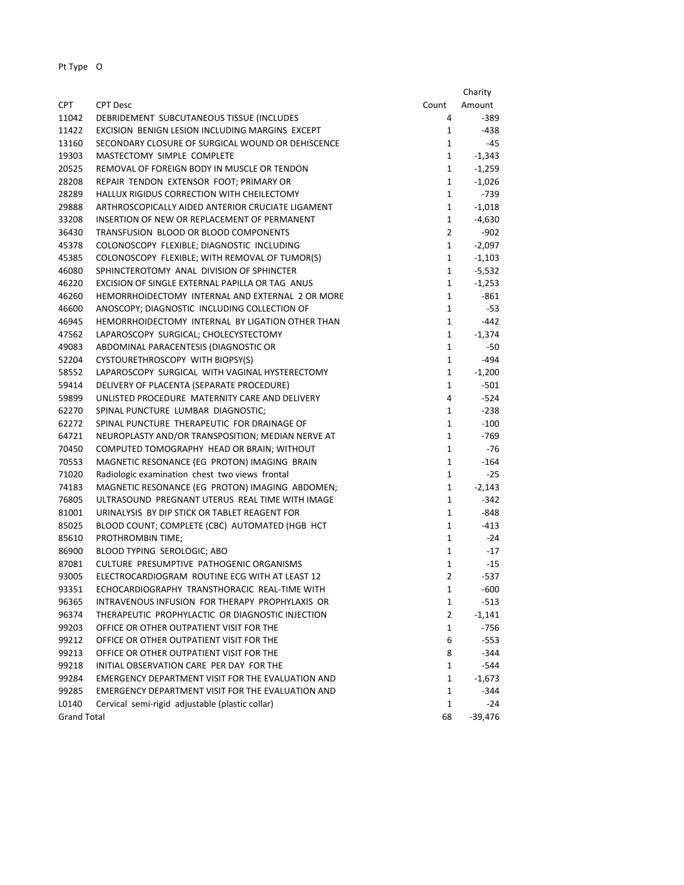Pt Type O

| CPT | CPT Desc | Count | Charity Amount |
|---|---|---|---|
| 11042 | DEBRIDEMENT SUBCUTANEOUS TISSUE (INCLUDES | 4 | -389 |
| 11422 | EXCISION BENIGN LESION INCLUDING MARGINS EXCEPT | 1 | -438 |
| 13160 | SECONDARY CLOSURE OF SURGICAL WOUND OR DEHISCENCE | 1 | -45 |
| 19303 | MASTECTOMY SIMPLE COMPLETE | 1 | -1,343 |
| 20525 | REMOVAL OF FOREIGN BODY IN MUSCLE OR TENDON | 1 | -1,259 |
| 28208 | REPAIR TENDON EXTENSOR FOOT; PRIMARY OR | 1 | -1,026 |
| 28289 | HALLUX RIGIDUS CORRECTION WITH CHEILECTOMY | 1 | -739 |
| 29888 | ARTHROSCOPICALLY AIDED ANTERIOR CRUCIATE LIGAMENT | 1 | -1,018 |
| 33208 | INSERTION OF NEW OR REPLACEMENT OF PERMANENT | 1 | -4,630 |
| 36430 | TRANSFUSION BLOOD OR BLOOD COMPONENTS | 2 | -902 |
| 45378 | COLONOSCOPY FLEXIBLE; DIAGNOSTIC INCLUDING | 1 | -2,097 |
| 45385 | COLONOSCOPY FLEXIBLE; WITH REMOVAL OF TUMOR(S) | 1 | -1,103 |
| 46080 | SPHINCTEROTOMY ANAL DIVISION OF SPHINCTER | 1 | -5,532 |
| 46220 | EXCISION OF SINGLE EXTERNAL PAPILLA OR TAG ANUS | 1 | -1,253 |
| 46260 | HEMORRHOIDECTOMY INTERNAL AND EXTERNAL 2 OR MORE | 1 | -861 |
| 46600 | ANOSCOPY; DIAGNOSTIC INCLUDING COLLECTION OF | 1 | -53 |
| 46945 | HEMORRHOIDECTOMY INTERNAL BY LIGATION OTHER THAN | 1 | -442 |
| 47562 | LAPAROSCOPY SURGICAL; CHOLECYSTECTOMY | 1 | -1,374 |
| 49083 | ABDOMINAL PARACENTESIS (DIAGNOSTIC OR | 1 | -50 |
| 52204 | CYSTOURETHROSCOPY WITH BIOPSY(S) | 1 | -494 |
| 58552 | LAPAROSCOPY SURGICAL WITH VAGINAL HYSTERECTOMY | 1 | -1,200 |
| 59414 | DELIVERY OF PLACENTA (SEPARATE PROCEDURE) | 1 | -501 |
| 59899 | UNLISTED PROCEDURE MATERNITY CARE AND DELIVERY | 4 | -524 |
| 62270 | SPINAL PUNCTURE LUMBAR DIAGNOSTIC; | 1 | -238 |
| 62272 | SPINAL PUNCTURE THERAPEUTIC FOR DRAINAGE OF | 1 | -100 |
| 64721 | NEUROPLASTY AND/OR TRANSPOSITION; MEDIAN NERVE AT | 1 | -769 |
| 70450 | COMPUTED TOMOGRAPHY HEAD OR BRAIN; WITHOUT | 1 | -76 |
| 70553 | MAGNETIC RESONANCE (EG PROTON) IMAGING BRAIN | 1 | -164 |
| 71020 | Radiologic examination chest two views frontal | 1 | -25 |
| 74183 | MAGNETIC RESONANCE (EG PROTON) IMAGING ABDOMEN; | 1 | -2,143 |
| 76805 | ULTRASOUND PREGNANT UTERUS REAL TIME WITH IMAGE | 1 | -342 |
| 81001 | URINALYSIS BY DIP STICK OR TABLET REAGENT FOR | 1 | -848 |
| 85025 | BLOOD COUNT; COMPLETE (CBC) AUTOMATED (HGB HCT | 1 | -413 |
| 85610 | PROTHROMBIN TIME; | 1 | -24 |
| 86900 | BLOOD TYPING SEROLOGIC; ABO | 1 | -17 |
| 87081 | CULTURE PRESUMPTIVE PATHOGENIC ORGANISMS | 1 | -15 |
| 93005 | ELECTROCARDIOGRAM ROUTINE ECG WITH AT LEAST 12 | 2 | -537 |
| 93351 | ECHOCARDIOGRAPHY TRANSTHORACIC REAL-TIME WITH | 1 | -600 |
| 96365 | INTRAVENOUS INFUSION FOR THERAPY PROPHYLAXIS OR | 1 | -513 |
| 96374 | THERAPEUTIC PROPHYLACTIC OR DIAGNOSTIC INJECTION | 2 | -1,141 |
| 99203 | OFFICE OR OTHER OUTPATIENT VISIT FOR THE | 1 | -756 |
| 99212 | OFFICE OR OTHER OUTPATIENT VISIT FOR THE | 6 | -553 |
| 99213 | OFFICE OR OTHER OUTPATIENT VISIT FOR THE | 8 | -344 |
| 99218 | INITIAL OBSERVATION CARE PER DAY FOR THE | 1 | -544 |
| 99284 | EMERGENCY DEPARTMENT VISIT FOR THE EVALUATION AND | 1 | -1,673 |
| 99285 | EMERGENCY DEPARTMENT VISIT FOR THE EVALUATION AND | 1 | -344 |
| L0140 | Cervical semi-rigid adjustable (plastic collar) | 1 | -24 |
| Grand Total | | 68 | -39,476 |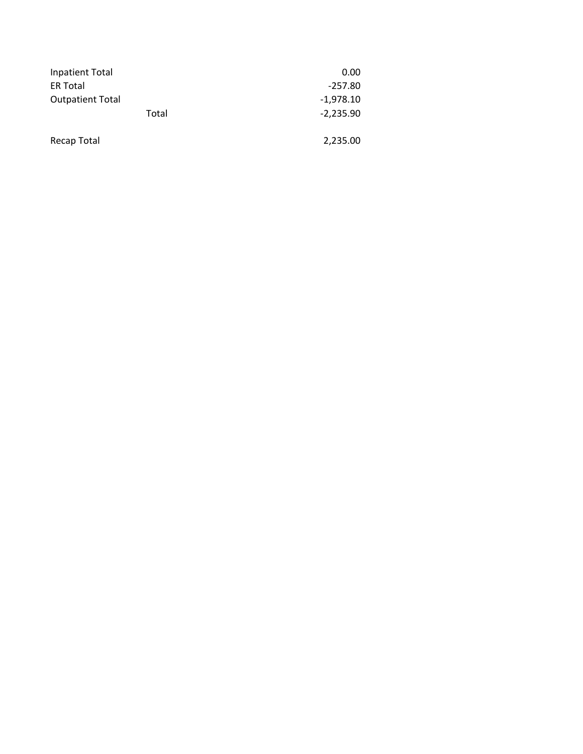| | | |
|---|---|---|
| Inpatient Total | | 0.00 |
| ER Total | | -257.80 |
| Outpatient Total | | -1,978.10 |
| | Total | -2,235.90 |
| | | |
| Recap Total | | 2,235.00 |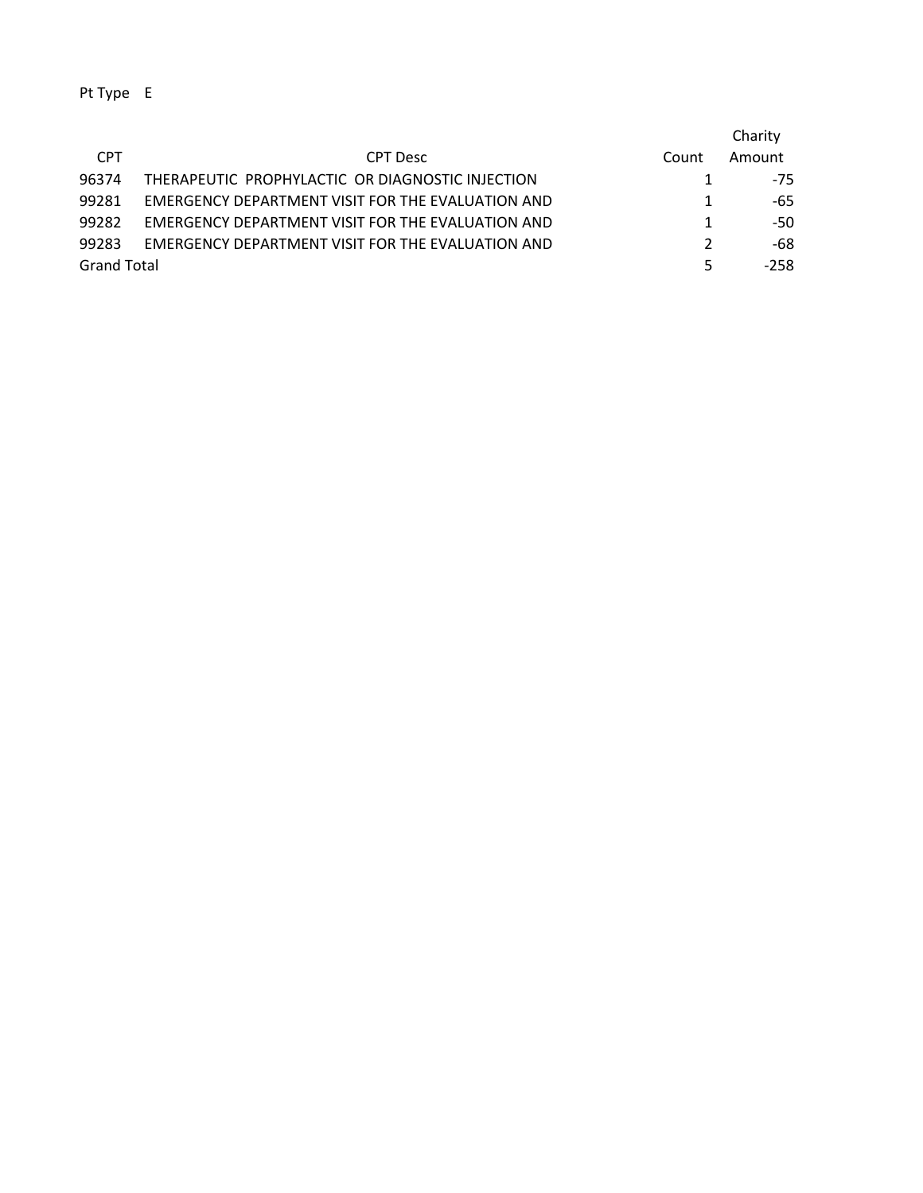Pt Type E

| CPT | CPT Desc | Count | Charity Amount |
|---|---|---|---|
| 96374 | THERAPEUTIC  PROPHYLACTIC  OR DIAGNOSTIC INJECTION | 1 | -75 |
| 99281 | EMERGENCY DEPARTMENT VISIT FOR THE EVALUATION AND | 1 | -65 |
| 99282 | EMERGENCY DEPARTMENT VISIT FOR THE EVALUATION AND | 1 | -50 |
| 99283 | EMERGENCY DEPARTMENT VISIT FOR THE EVALUATION AND | 2 | -68 |
| Grand Total | | 5 | -258 |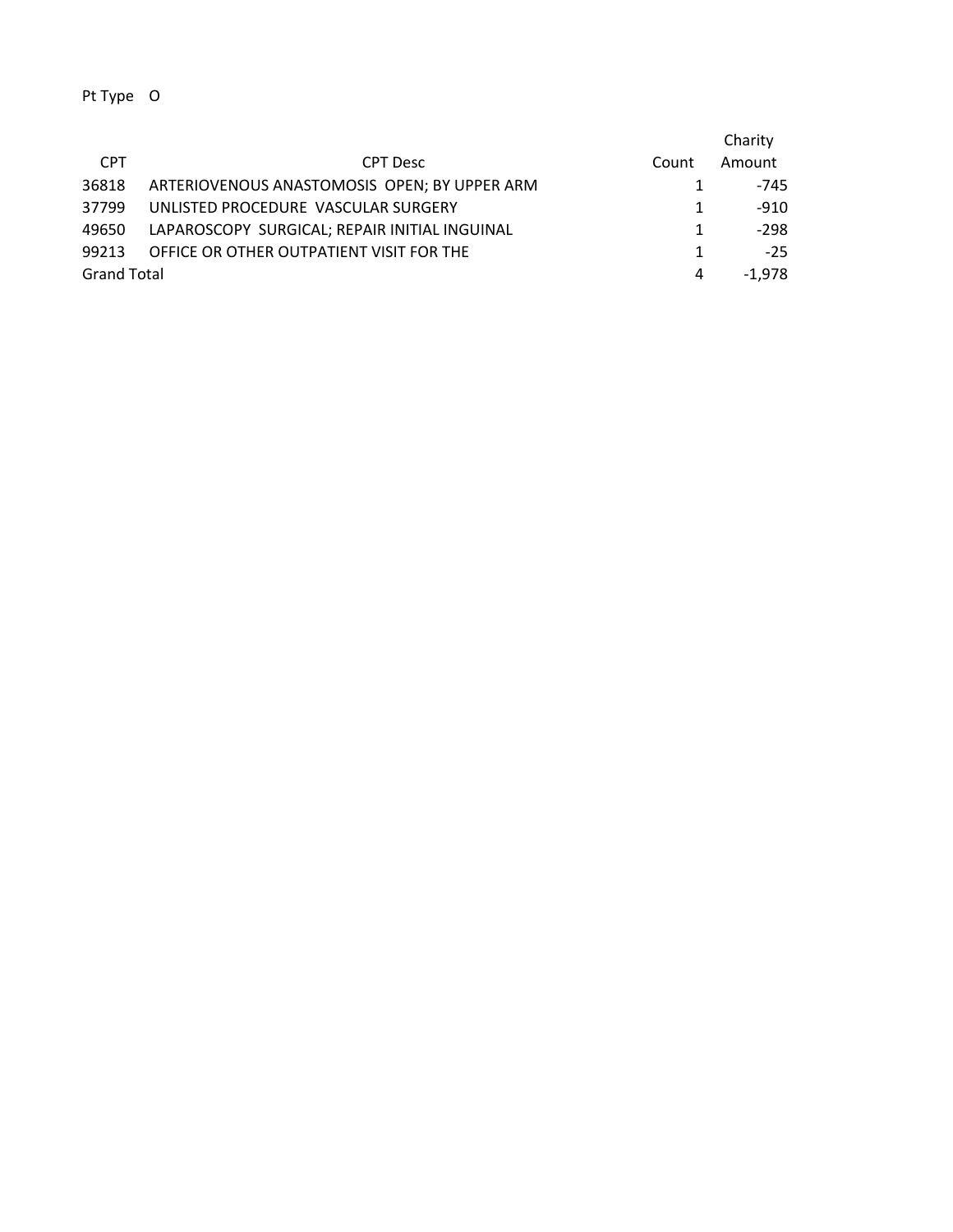Pt Type O

| CPT | CPT Desc | Count | Charity Amount |
|---|---|---|---|
| 36818 | ARTERIOVENOUS ANASTOMOSIS OPEN; BY UPPER ARM | 1 | -745 |
| 37799 | UNLISTED PROCEDURE VASCULAR SURGERY | 1 | -910 |
| 49650 | LAPAROSCOPY SURGICAL; REPAIR INITIAL INGUINAL | 1 | -298 |
| 99213 | OFFICE OR OTHER OUTPATIENT VISIT FOR THE | 1 | -25 |
| Grand Total | | 4 | -1,978 |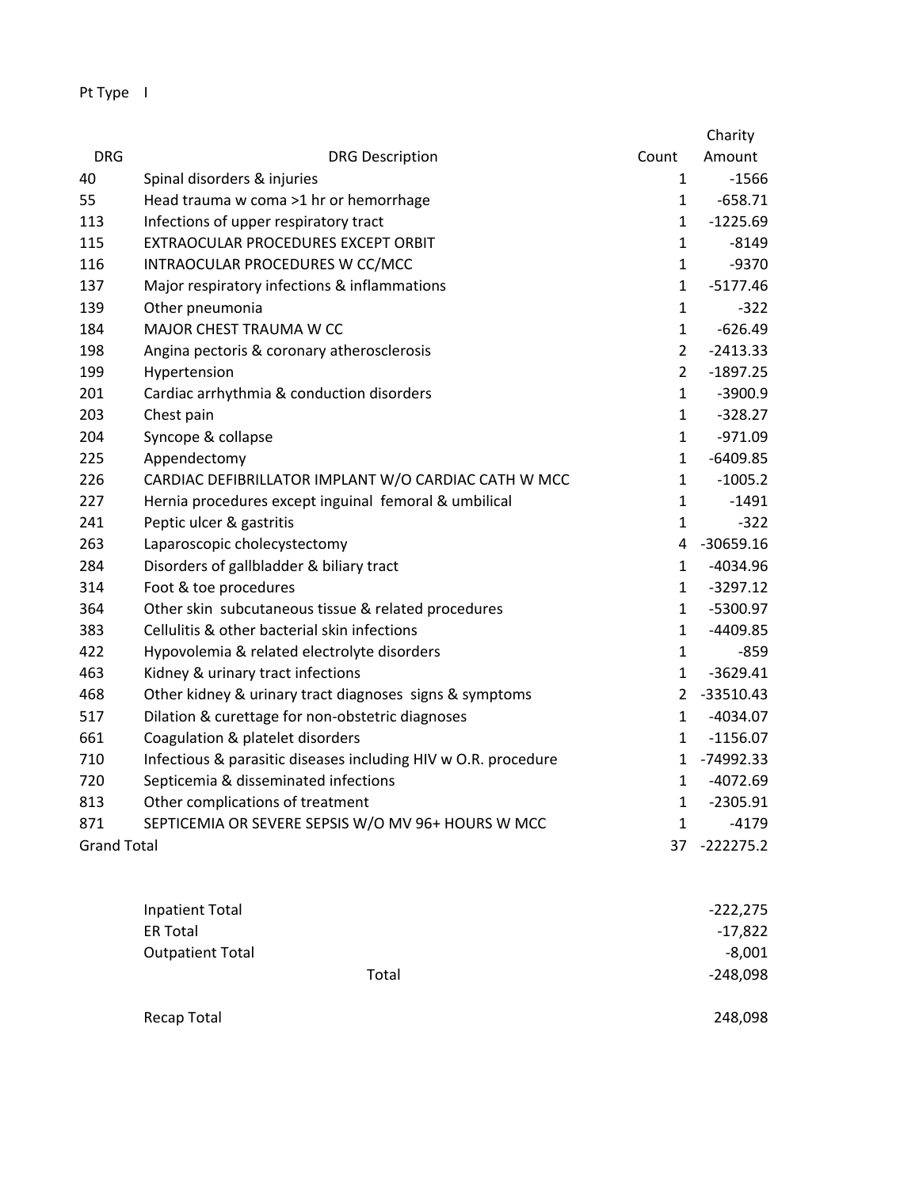Pt Type I

| DRG | DRG Description | Count | Charity Amount |
|---|---|---|---|
| 40 | Spinal disorders & injuries | 1 | -1566 |
| 55 | Head trauma w coma >1 hr or hemorrhage | 1 | -658.71 |
| 113 | Infections of upper respiratory tract | 1 | -1225.69 |
| 115 | EXTRAOCULAR PROCEDURES EXCEPT ORBIT | 1 | -8149 |
| 116 | INTRAOCULAR PROCEDURES W CC/MCC | 1 | -9370 |
| 137 | Major respiratory infections & inflammations | 1 | -5177.46 |
| 139 | Other pneumonia | 1 | -322 |
| 184 | MAJOR CHEST TRAUMA W CC | 1 | -626.49 |
| 198 | Angina pectoris & coronary atherosclerosis | 2 | -2413.33 |
| 199 | Hypertension | 2 | -1897.25 |
| 201 | Cardiac arrhythmia & conduction disorders | 1 | -3900.9 |
| 203 | Chest pain | 1 | -328.27 |
| 204 | Syncope & collapse | 1 | -971.09 |
| 225 | Appendectomy | 1 | -6409.85 |
| 226 | CARDIAC DEFIBRILLATOR IMPLANT W/O CARDIAC CATH W MCC | 1 | -1005.2 |
| 227 | Hernia procedures except inguinal femoral & umbilical | 1 | -1491 |
| 241 | Peptic ulcer & gastritis | 1 | -322 |
| 263 | Laparoscopic cholecystectomy | 4 | -30659.16 |
| 284 | Disorders of gallbladder & biliary tract | 1 | -4034.96 |
| 314 | Foot & toe procedures | 1 | -3297.12 |
| 364 | Other skin subcutaneous tissue & related procedures | 1 | -5300.97 |
| 383 | Cellulitis & other bacterial skin infections | 1 | -4409.85 |
| 422 | Hypovolemia & related electrolyte disorders | 1 | -859 |
| 463 | Kidney & urinary tract infections | 1 | -3629.41 |
| 468 | Other kidney & urinary tract diagnoses signs & symptoms | 2 | -33510.43 |
| 517 | Dilation & curettage for non-obstetric diagnoses | 1 | -4034.07 |
| 661 | Coagulation & platelet disorders | 1 | -1156.07 |
| 710 | Infectious & parasitic diseases including HIV w O.R. procedure | 1 | -74992.33 |
| 720 | Septicemia & disseminated infections | 1 | -4072.69 |
| 813 | Other complications of treatment | 1 | -2305.91 |
| 871 | SEPTICEMIA OR SEVERE SEPSIS W/O MV 96+ HOURS W MCC | 1 | -4179 |
| Grand Total | | 37 | -222275.2 |

| | |
|---|---|
| Inpatient Total | -222,275 |
| ER Total | -17,822 |
| Outpatient Total | -8,001 |
| Total | -248,098 |
| Recap Total | 248,098 |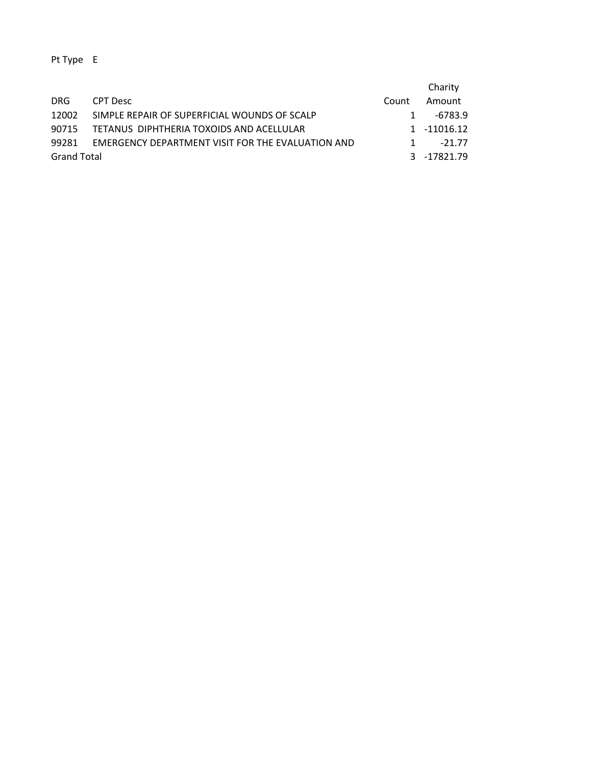Pt Type E

| DRG | CPT Desc | Count | Charity Amount |
|---|---|---|---|
| 12002 | SIMPLE REPAIR OF SUPERFICIAL WOUNDS OF SCALP | 1 | -6783.9 |
| 90715 | TETANUS DIPHTHERIA TOXOIDS AND ACELLULAR | 1 | -11016.12 |
| 99281 | EMERGENCY DEPARTMENT VISIT FOR THE EVALUATION AND | 1 | -21.77 |
| Grand Total | | 3 | -17821.79 |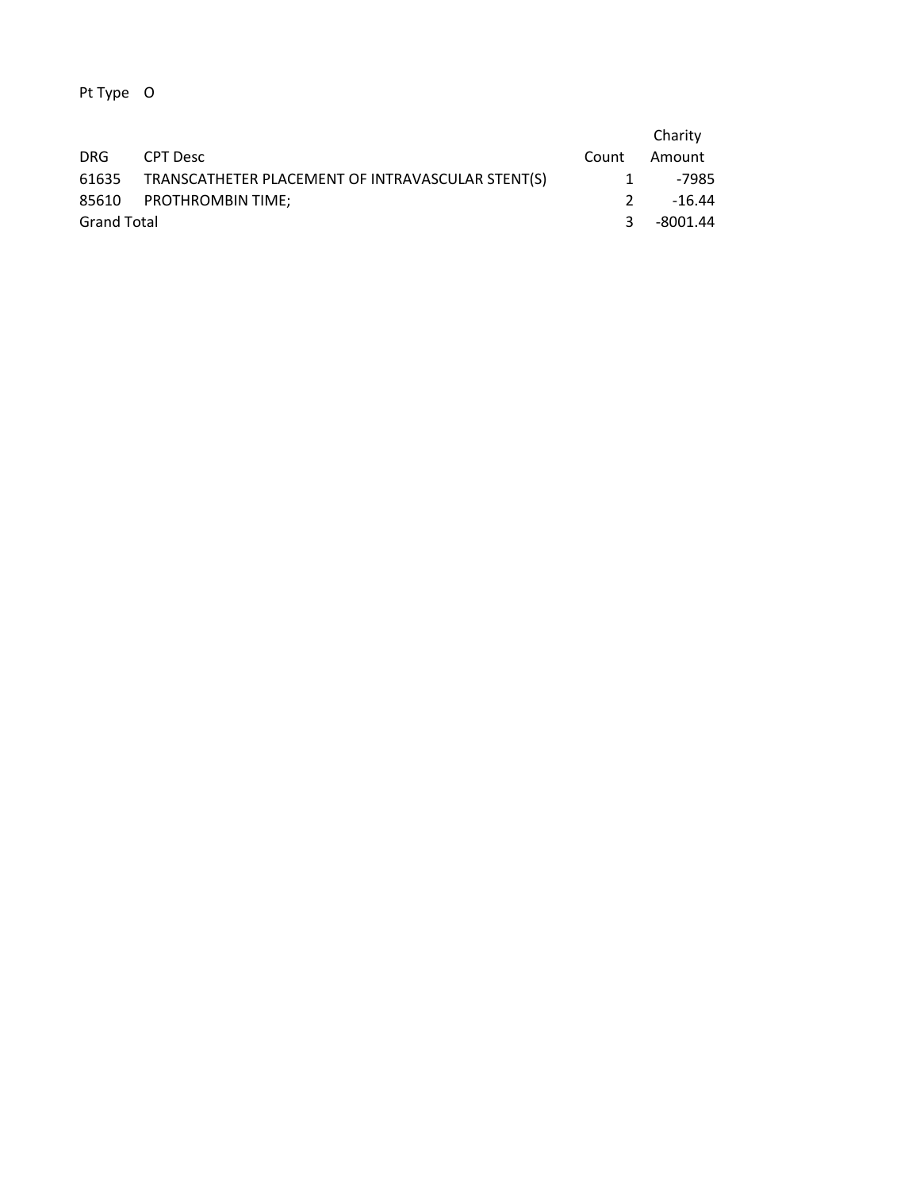Pt Type O

| DRG | CPT Desc | Count | Charity Amount |
| --- | --- | --- | --- |
| 61635 | TRANSCATHETER PLACEMENT OF INTRAVASCULAR STENT(S) | 1 | -7985 |
| 85610 | PROTHROMBIN TIME; | 2 | -16.44 |
| Grand Total | | 3 | -8001.44 |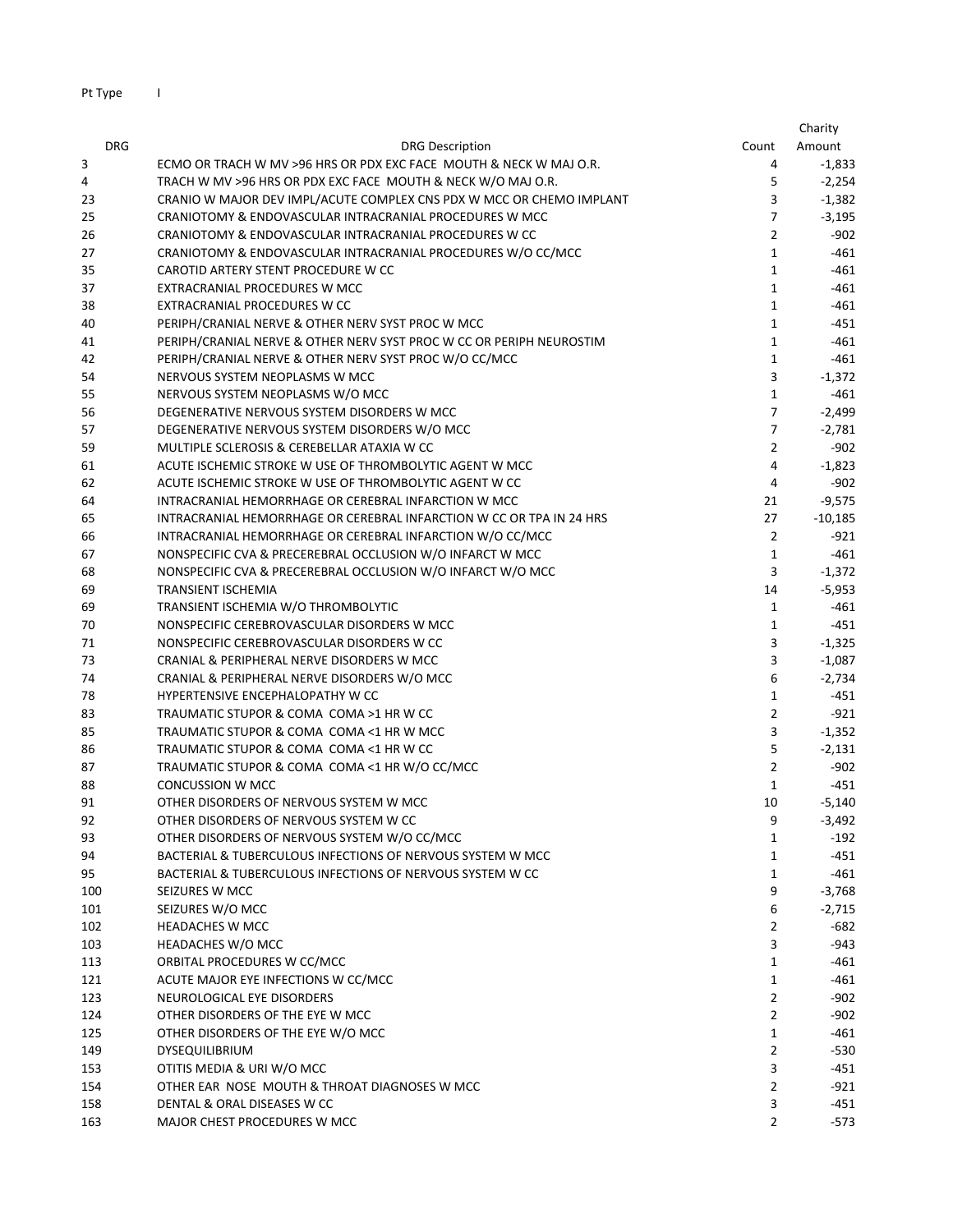Pt Type I

| DRG | DRG Description | Count | Charity Amount |
|---|---|---|---|
| 3 | ECMO OR TRACH W MV >96 HRS OR PDX EXC FACE MOUTH & NECK W MAJ O.R. | 4 | -1,833 |
| 4 | TRACH W MV >96 HRS OR PDX EXC FACE MOUTH & NECK W/O MAJ O.R. | 5 | -2,254 |
| 23 | CRANIO W MAJOR DEV IMPL/ACUTE COMPLEX CNS PDX W MCC OR CHEMO IMPLANT | 3 | -1,382 |
| 25 | CRANIOTOMY & ENDOVASCULAR INTRACRANIAL PROCEDURES W MCC | 7 | -3,195 |
| 26 | CRANIOTOMY & ENDOVASCULAR INTRACRANIAL PROCEDURES W CC | 2 | -902 |
| 27 | CRANIOTOMY & ENDOVASCULAR INTRACRANIAL PROCEDURES W/O CC/MCC | 1 | -461 |
| 35 | CAROTID ARTERY STENT PROCEDURE W CC | 1 | -461 |
| 37 | EXTRACRANIAL PROCEDURES W MCC | 1 | -461 |
| 38 | EXTRACRANIAL PROCEDURES W CC | 1 | -461 |
| 40 | PERIPH/CRANIAL NERVE & OTHER NERV SYST PROC W MCC | 1 | -451 |
| 41 | PERIPH/CRANIAL NERVE & OTHER NERV SYST PROC W CC OR PERIPH NEUROSTIM | 1 | -461 |
| 42 | PERIPH/CRANIAL NERVE & OTHER NERV SYST PROC W/O CC/MCC | 1 | -461 |
| 54 | NERVOUS SYSTEM NEOPLASMS W MCC | 3 | -1,372 |
| 55 | NERVOUS SYSTEM NEOPLASMS W/O MCC | 1 | -461 |
| 56 | DEGENERATIVE NERVOUS SYSTEM DISORDERS W MCC | 7 | -2,499 |
| 57 | DEGENERATIVE NERVOUS SYSTEM DISORDERS W/O MCC | 7 | -2,781 |
| 59 | MULTIPLE SCLEROSIS & CEREBELLAR ATAXIA W CC | 2 | -902 |
| 61 | ACUTE ISCHEMIC STROKE W USE OF THROMBOLYTIC AGENT W MCC | 4 | -1,823 |
| 62 | ACUTE ISCHEMIC STROKE W USE OF THROMBOLYTIC AGENT W CC | 4 | -902 |
| 64 | INTRACRANIAL HEMORRHAGE OR CEREBRAL INFARCTION W MCC | 21 | -9,575 |
| 65 | INTRACRANIAL HEMORRHAGE OR CEREBRAL INFARCTION W CC OR TPA IN 24 HRS | 27 | -10,185 |
| 66 | INTRACRANIAL HEMORRHAGE OR CEREBRAL INFARCTION W/O CC/MCC | 2 | -921 |
| 67 | NONSPECIFIC CVA & PRECEREBRAL OCCLUSION W/O INFARCT W MCC | 1 | -461 |
| 68 | NONSPECIFIC CVA & PRECEREBRAL OCCLUSION W/O INFARCT W/O MCC | 3 | -1,372 |
| 69 | TRANSIENT ISCHEMIA | 14 | -5,953 |
| 69 | TRANSIENT ISCHEMIA W/O THROMBOLYTIC | 1 | -461 |
| 70 | NONSPECIFIC CEREBROVASCULAR DISORDERS W MCC | 1 | -451 |
| 71 | NONSPECIFIC CEREBROVASCULAR DISORDERS W CC | 3 | -1,325 |
| 73 | CRANIAL & PERIPHERAL NERVE DISORDERS W MCC | 3 | -1,087 |
| 74 | CRANIAL & PERIPHERAL NERVE DISORDERS W/O MCC | 6 | -2,734 |
| 78 | HYPERTENSIVE ENCEPHALOPATHY W CC | 1 | -451 |
| 83 | TRAUMATIC STUPOR & COMA COMA >1 HR W CC | 2 | -921 |
| 85 | TRAUMATIC STUPOR & COMA COMA <1 HR W MCC | 3 | -1,352 |
| 86 | TRAUMATIC STUPOR & COMA COMA <1 HR W CC | 5 | -2,131 |
| 87 | TRAUMATIC STUPOR & COMA COMA <1 HR W/O CC/MCC | 2 | -902 |
| 88 | CONCUSSION W MCC | 1 | -451 |
| 91 | OTHER DISORDERS OF NERVOUS SYSTEM W MCC | 10 | -5,140 |
| 92 | OTHER DISORDERS OF NERVOUS SYSTEM W CC | 9 | -3,492 |
| 93 | OTHER DISORDERS OF NERVOUS SYSTEM W/O CC/MCC | 1 | -192 |
| 94 | BACTERIAL & TUBERCULOUS INFECTIONS OF NERVOUS SYSTEM W MCC | 1 | -451 |
| 95 | BACTERIAL & TUBERCULOUS INFECTIONS OF NERVOUS SYSTEM W CC | 1 | -461 |
| 100 | SEIZURES W MCC | 9 | -3,768 |
| 101 | SEIZURES W/O MCC | 6 | -2,715 |
| 102 | HEADACHES W MCC | 2 | -682 |
| 103 | HEADACHES W/O MCC | 3 | -943 |
| 113 | ORBITAL PROCEDURES W CC/MCC | 1 | -461 |
| 121 | ACUTE MAJOR EYE INFECTIONS W CC/MCC | 1 | -461 |
| 123 | NEUROLOGICAL EYE DISORDERS | 2 | -902 |
| 124 | OTHER DISORDERS OF THE EYE W MCC | 2 | -902 |
| 125 | OTHER DISORDERS OF THE EYE W/O MCC | 1 | -461 |
| 149 | DYSEQUILIBRIUM | 2 | -530 |
| 153 | OTITIS MEDIA & URI W/O MCC | 3 | -451 |
| 154 | OTHER EAR NOSE MOUTH & THROAT DIAGNOSES W MCC | 2 | -921 |
| 158 | DENTAL & ORAL DISEASES W CC | 3 | -451 |
| 163 | MAJOR CHEST PROCEDURES W MCC | 2 | -573 |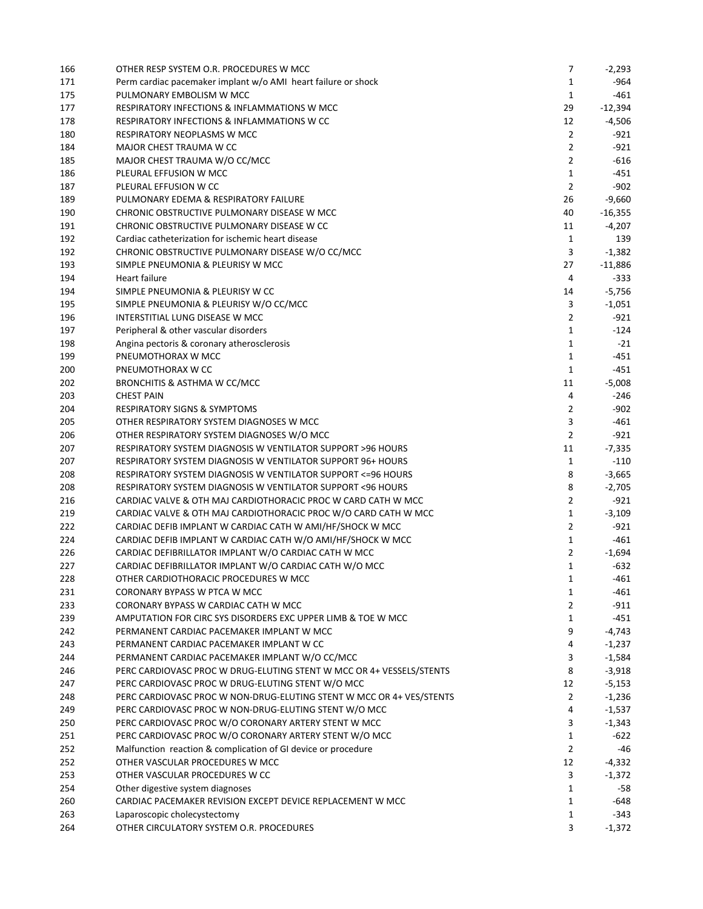| | | | |
|---|---|---|---|
| 166 | OTHER RESP SYSTEM O.R. PROCEDURES W MCC | 7 | -2,293 |
| 171 | Perm cardiac pacemaker implant w/o AMI heart failure or shock | 1 | -964 |
| 175 | PULMONARY EMBOLISM W MCC | 1 | -461 |
| 177 | RESPIRATORY INFECTIONS & INFLAMMATIONS W MCC | 29 | -12,394 |
| 178 | RESPIRATORY INFECTIONS & INFLAMMATIONS W CC | 12 | -4,506 |
| 180 | RESPIRATORY NEOPLASMS W MCC | 2 | -921 |
| 184 | MAJOR CHEST TRAUMA W CC | 2 | -921 |
| 185 | MAJOR CHEST TRAUMA W/O CC/MCC | 2 | -616 |
| 186 | PLEURAL EFFUSION W MCC | 1 | -451 |
| 187 | PLEURAL EFFUSION W CC | 2 | -902 |
| 189 | PULMONARY EDEMA & RESPIRATORY FAILURE | 26 | -9,660 |
| 190 | CHRONIC OBSTRUCTIVE PULMONARY DISEASE W MCC | 40 | -16,355 |
| 191 | CHRONIC OBSTRUCTIVE PULMONARY DISEASE W CC | 11 | -4,207 |
| 192 | Cardiac catheterization for ischemic heart disease | 1 | 139 |
| 192 | CHRONIC OBSTRUCTIVE PULMONARY DISEASE W/O CC/MCC | 3 | -1,382 |
| 193 | SIMPLE PNEUMONIA & PLEURISY W MCC | 27 | -11,886 |
| 194 | Heart failure | 4 | -333 |
| 194 | SIMPLE PNEUMONIA & PLEURISY W CC | 14 | -5,756 |
| 195 | SIMPLE PNEUMONIA & PLEURISY W/O CC/MCC | 3 | -1,051 |
| 196 | INTERSTITIAL LUNG DISEASE W MCC | 2 | -921 |
| 197 | Peripheral & other vascular disorders | 1 | -124 |
| 198 | Angina pectoris & coronary atherosclerosis | 1 | -21 |
| 199 | PNEUMOTHORAX W MCC | 1 | -451 |
| 200 | PNEUMOTHORAX W CC | 1 | -451 |
| 202 | BRONCHITIS & ASTHMA W CC/MCC | 11 | -5,008 |
| 203 | CHEST PAIN | 4 | -246 |
| 204 | RESPIRATORY SIGNS & SYMPTOMS | 2 | -902 |
| 205 | OTHER RESPIRATORY SYSTEM DIAGNOSES W MCC | 3 | -461 |
| 206 | OTHER RESPIRATORY SYSTEM DIAGNOSES W/O MCC | 2 | -921 |
| 207 | RESPIRATORY SYSTEM DIAGNOSIS W VENTILATOR SUPPORT >96 HOURS | 11 | -7,335 |
| 207 | RESPIRATORY SYSTEM DIAGNOSIS W VENTILATOR SUPPORT 96+ HOURS | 1 | -110 |
| 208 | RESPIRATORY SYSTEM DIAGNOSIS W VENTILATOR SUPPORT <=96 HOURS | 8 | -3,665 |
| 208 | RESPIRATORY SYSTEM DIAGNOSIS W VENTILATOR SUPPORT <96 HOURS | 8 | -2,705 |
| 216 | CARDIAC VALVE & OTH MAJ CARDIOTHORACIC PROC W CARD CATH W MCC | 2 | -921 |
| 219 | CARDIAC VALVE & OTH MAJ CARDIOTHORACIC PROC W/O CARD CATH W MCC | 1 | -3,109 |
| 222 | CARDIAC DEFIB IMPLANT W CARDIAC CATH W AMI/HF/SHOCK W MCC | 2 | -921 |
| 224 | CARDIAC DEFIB IMPLANT W CARDIAC CATH W/O AMI/HF/SHOCK W MCC | 1 | -461 |
| 226 | CARDIAC DEFIBRILLATOR IMPLANT W/O CARDIAC CATH W MCC | 2 | -1,694 |
| 227 | CARDIAC DEFIBRILLATOR IMPLANT W/O CARDIAC CATH W/O MCC | 1 | -632 |
| 228 | OTHER CARDIOTHORACIC PROCEDURES W MCC | 1 | -461 |
| 231 | CORONARY BYPASS W PTCA W MCC | 1 | -461 |
| 233 | CORONARY BYPASS W CARDIAC CATH W MCC | 2 | -911 |
| 239 | AMPUTATION FOR CIRC SYS DISORDERS EXC UPPER LIMB & TOE W MCC | 1 | -451 |
| 242 | PERMANENT CARDIAC PACEMAKER IMPLANT W MCC | 9 | -4,743 |
| 243 | PERMANENT CARDIAC PACEMAKER IMPLANT W CC | 4 | -1,237 |
| 244 | PERMANENT CARDIAC PACEMAKER IMPLANT W/O CC/MCC | 3 | -1,584 |
| 246 | PERC CARDIOVASC PROC W DRUG-ELUTING STENT W MCC OR 4+ VESSELS/STENTS | 8 | -3,918 |
| 247 | PERC CARDIOVASC PROC W DRUG-ELUTING STENT W/O MCC | 12 | -5,153 |
| 248 | PERC CARDIOVASC PROC W NON-DRUG-ELUTING STENT W MCC OR 4+ VES/STENTS | 2 | -1,236 |
| 249 | PERC CARDIOVASC PROC W NON-DRUG-ELUTING STENT W/O MCC | 4 | -1,537 |
| 250 | PERC CARDIOVASC PROC W/O CORONARY ARTERY STENT W MCC | 3 | -1,343 |
| 251 | PERC CARDIOVASC PROC W/O CORONARY ARTERY STENT W/O MCC | 1 | -622 |
| 252 | Malfunction reaction & complication of GI device or procedure | 2 | -46 |
| 252 | OTHER VASCULAR PROCEDURES W MCC | 12 | -4,332 |
| 253 | OTHER VASCULAR PROCEDURES W CC | 3 | -1,372 |
| 254 | Other digestive system diagnoses | 1 | -58 |
| 260 | CARDIAC PACEMAKER REVISION EXCEPT DEVICE REPLACEMENT W MCC | 1 | -648 |
| 263 | Laparoscopic cholecystectomy | 1 | -343 |
| 264 | OTHER CIRCULATORY SYSTEM O.R. PROCEDURES | 3 | -1,372 |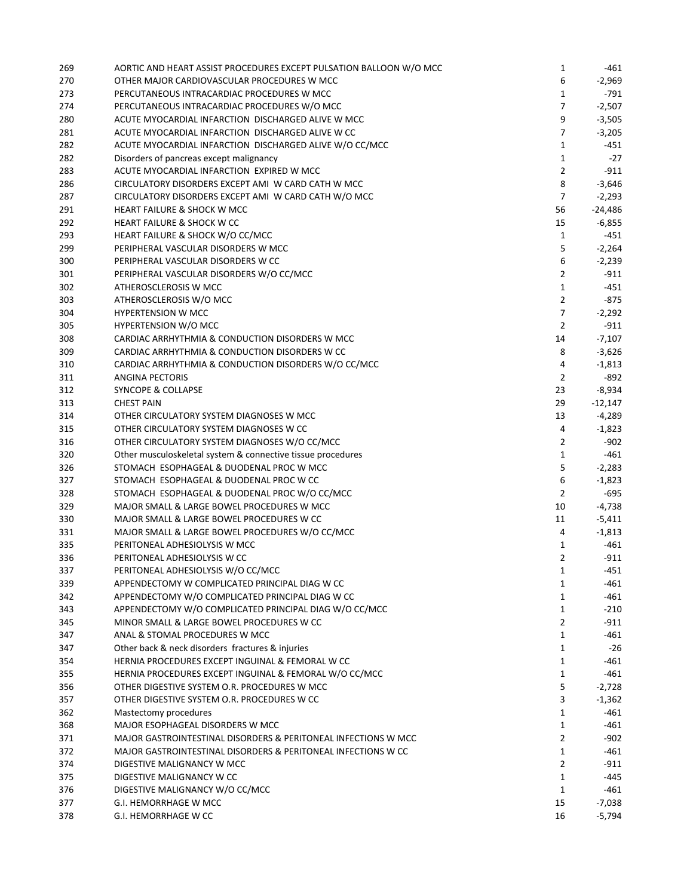| | | | |
|---|---|---|---|
| 269 | AORTIC AND HEART ASSIST PROCEDURES EXCEPT PULSATION BALLOON W/O MCC | 1 | -461 |
| 270 | OTHER MAJOR CARDIOVASCULAR PROCEDURES W MCC | 6 | -2,969 |
| 273 | PERCUTANEOUS INTRACARDIAC PROCEDURES W MCC | 1 | -791 |
| 274 | PERCUTANEOUS INTRACARDIAC PROCEDURES W/O MCC | 7 | -2,507 |
| 280 | ACUTE MYOCARDIAL INFARCTION DISCHARGED ALIVE W MCC | 9 | -3,505 |
| 281 | ACUTE MYOCARDIAL INFARCTION DISCHARGED ALIVE W CC | 7 | -3,205 |
| 282 | ACUTE MYOCARDIAL INFARCTION DISCHARGED ALIVE W/O CC/MCC | 1 | -451 |
| 282 | Disorders of pancreas except malignancy | 1 | -27 |
| 283 | ACUTE MYOCARDIAL INFARCTION EXPIRED W MCC | 2 | -911 |
| 286 | CIRCULATORY DISORDERS EXCEPT AMI W CARD CATH W MCC | 8 | -3,646 |
| 287 | CIRCULATORY DISORDERS EXCEPT AMI W CARD CATH W/O MCC | 7 | -2,293 |
| 291 | HEART FAILURE & SHOCK W MCC | 56 | -24,486 |
| 292 | HEART FAILURE & SHOCK W CC | 15 | -6,855 |
| 293 | HEART FAILURE & SHOCK W/O CC/MCC | 1 | -451 |
| 299 | PERIPHERAL VASCULAR DISORDERS W MCC | 5 | -2,264 |
| 300 | PERIPHERAL VASCULAR DISORDERS W CC | 6 | -2,239 |
| 301 | PERIPHERAL VASCULAR DISORDERS W/O CC/MCC | 2 | -911 |
| 302 | ATHEROSCLEROSIS W MCC | 1 | -451 |
| 303 | ATHEROSCLEROSIS W/O MCC | 2 | -875 |
| 304 | HYPERTENSION W MCC | 7 | -2,292 |
| 305 | HYPERTENSION W/O MCC | 2 | -911 |
| 308 | CARDIAC ARRHYTHMIA & CONDUCTION DISORDERS W MCC | 14 | -7,107 |
| 309 | CARDIAC ARRHYTHMIA & CONDUCTION DISORDERS W CC | 8 | -3,626 |
| 310 | CARDIAC ARRHYTHMIA & CONDUCTION DISORDERS W/O CC/MCC | 4 | -1,813 |
| 311 | ANGINA PECTORIS | 2 | -892 |
| 312 | SYNCOPE & COLLAPSE | 23 | -8,934 |
| 313 | CHEST PAIN | 29 | -12,147 |
| 314 | OTHER CIRCULATORY SYSTEM DIAGNOSES W MCC | 13 | -4,289 |
| 315 | OTHER CIRCULATORY SYSTEM DIAGNOSES W CC | 4 | -1,823 |
| 316 | OTHER CIRCULATORY SYSTEM DIAGNOSES W/O CC/MCC | 2 | -902 |
| 320 | Other musculoskeletal system & connective tissue procedures | 1 | -461 |
| 326 | STOMACH ESOPHAGEAL & DUODENAL PROC W MCC | 5 | -2,283 |
| 327 | STOMACH ESOPHAGEAL & DUODENAL PROC W CC | 6 | -1,823 |
| 328 | STOMACH ESOPHAGEAL & DUODENAL PROC W/O CC/MCC | 2 | -695 |
| 329 | MAJOR SMALL & LARGE BOWEL PROCEDURES W MCC | 10 | -4,738 |
| 330 | MAJOR SMALL & LARGE BOWEL PROCEDURES W CC | 11 | -5,411 |
| 331 | MAJOR SMALL & LARGE BOWEL PROCEDURES W/O CC/MCC | 4 | -1,813 |
| 335 | PERITONEAL ADHESIOLYSIS W MCC | 1 | -461 |
| 336 | PERITONEAL ADHESIOLYSIS W CC | 2 | -911 |
| 337 | PERITONEAL ADHESIOLYSIS W/O CC/MCC | 1 | -451 |
| 339 | APPENDECTOMY W COMPLICATED PRINCIPAL DIAG W CC | 1 | -461 |
| 342 | APPENDECTOMY W/O COMPLICATED PRINCIPAL DIAG W CC | 1 | -461 |
| 343 | APPENDECTOMY W/O COMPLICATED PRINCIPAL DIAG W/O CC/MCC | 1 | -210 |
| 345 | MINOR SMALL & LARGE BOWEL PROCEDURES W CC | 2 | -911 |
| 347 | ANAL & STOMAL PROCEDURES W MCC | 1 | -461 |
| 347 | Other back & neck disorders fractures & injuries | 1 | -26 |
| 354 | HERNIA PROCEDURES EXCEPT INGUINAL & FEMORAL W CC | 1 | -461 |
| 355 | HERNIA PROCEDURES EXCEPT INGUINAL & FEMORAL W/O CC/MCC | 1 | -461 |
| 356 | OTHER DIGESTIVE SYSTEM O.R. PROCEDURES W MCC | 5 | -2,728 |
| 357 | OTHER DIGESTIVE SYSTEM O.R. PROCEDURES W CC | 3 | -1,362 |
| 362 | Mastectomy procedures | 1 | -461 |
| 368 | MAJOR ESOPHAGEAL DISORDERS W MCC | 1 | -461 |
| 371 | MAJOR GASTROINTESTINAL DISORDERS & PERITONEAL INFECTIONS W MCC | 2 | -902 |
| 372 | MAJOR GASTROINTESTINAL DISORDERS & PERITONEAL INFECTIONS W CC | 1 | -461 |
| 374 | DIGESTIVE MALIGNANCY W MCC | 2 | -911 |
| 375 | DIGESTIVE MALIGNANCY W CC | 1 | -445 |
| 376 | DIGESTIVE MALIGNANCY W/O CC/MCC | 1 | -461 |
| 377 | G.I. HEMORRHAGE W MCC | 15 | -7,038 |
| 378 | G.I. HEMORRHAGE W CC | 16 | -5,794 |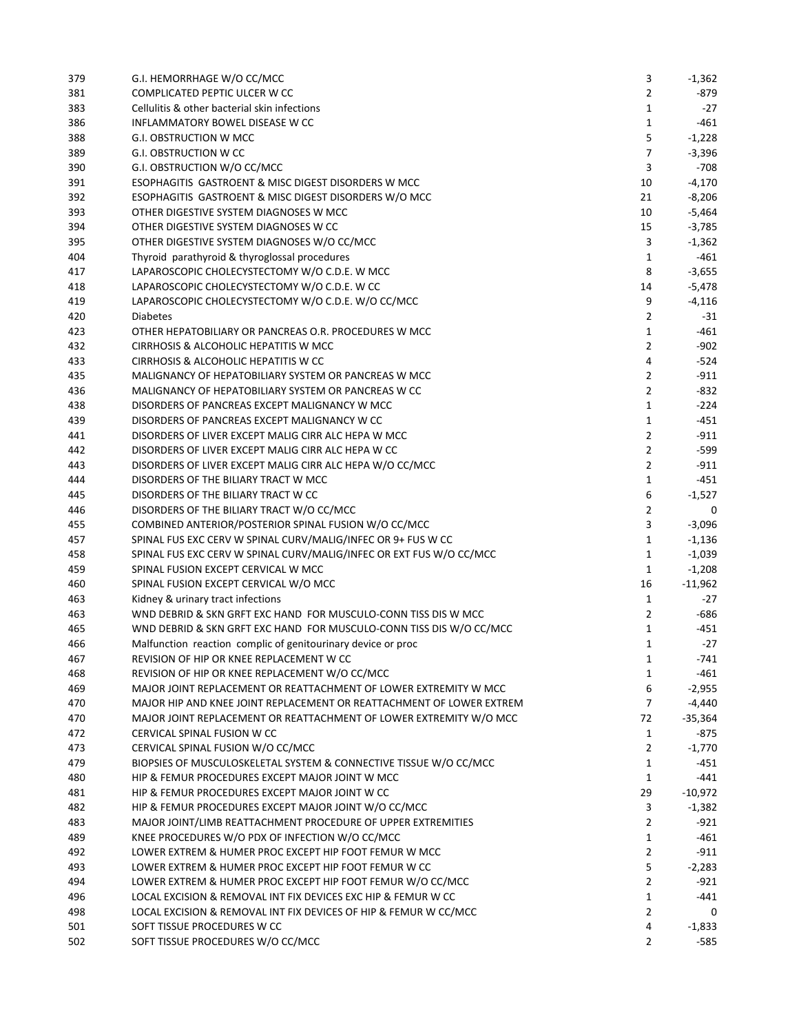| | | | |
|---|---|---|---|
| 379 | G.I. HEMORRHAGE W/O CC/MCC | 3 | -1,362 |
| 381 | COMPLICATED PEPTIC ULCER W CC | 2 | -879 |
| 383 | Cellulitis & other bacterial skin infections | 1 | -27 |
| 386 | INFLAMMATORY BOWEL DISEASE W CC | 1 | -461 |
| 388 | G.I. OBSTRUCTION W MCC | 5 | -1,228 |
| 389 | G.I. OBSTRUCTION W CC | 7 | -3,396 |
| 390 | G.I. OBSTRUCTION W/O CC/MCC | 3 | -708 |
| 391 | ESOPHAGITIS GASTROENT & MISC DIGEST DISORDERS W MCC | 10 | -4,170 |
| 392 | ESOPHAGITIS GASTROENT & MISC DIGEST DISORDERS W/O MCC | 21 | -8,206 |
| 393 | OTHER DIGESTIVE SYSTEM DIAGNOSES W MCC | 10 | -5,464 |
| 394 | OTHER DIGESTIVE SYSTEM DIAGNOSES W CC | 15 | -3,785 |
| 395 | OTHER DIGESTIVE SYSTEM DIAGNOSES W/O CC/MCC | 3 | -1,362 |
| 404 | Thyroid parathyroid & thyroglossal procedures | 1 | -461 |
| 417 | LAPAROSCOPIC CHOLECYSTECTOMY W/O C.D.E. W MCC | 8 | -3,655 |
| 418 | LAPAROSCOPIC CHOLECYSTECTOMY W/O C.D.E. W CC | 14 | -5,478 |
| 419 | LAPAROSCOPIC CHOLECYSTECTOMY W/O C.D.E. W/O CC/MCC | 9 | -4,116 |
| 420 | Diabetes | 2 | -31 |
| 423 | OTHER HEPATOBILIARY OR PANCREAS O.R. PROCEDURES W MCC | 1 | -461 |
| 432 | CIRRHOSIS & ALCOHOLIC HEPATITIS W MCC | 2 | -902 |
| 433 | CIRRHOSIS & ALCOHOLIC HEPATITIS W CC | 4 | -524 |
| 435 | MALIGNANCY OF HEPATOBILIARY SYSTEM OR PANCREAS W MCC | 2 | -911 |
| 436 | MALIGNANCY OF HEPATOBILIARY SYSTEM OR PANCREAS W CC | 2 | -832 |
| 438 | DISORDERS OF PANCREAS EXCEPT MALIGNANCY W MCC | 1 | -224 |
| 439 | DISORDERS OF PANCREAS EXCEPT MALIGNANCY W CC | 1 | -451 |
| 441 | DISORDERS OF LIVER EXCEPT MALIG CIRR ALC HEPA W MCC | 2 | -911 |
| 442 | DISORDERS OF LIVER EXCEPT MALIG CIRR ALC HEPA W CC | 2 | -599 |
| 443 | DISORDERS OF LIVER EXCEPT MALIG CIRR ALC HEPA W/O CC/MCC | 2 | -911 |
| 444 | DISORDERS OF THE BILIARY TRACT W MCC | 1 | -451 |
| 445 | DISORDERS OF THE BILIARY TRACT W CC | 6 | -1,527 |
| 446 | DISORDERS OF THE BILIARY TRACT W/O CC/MCC | 2 | 0 |
| 455 | COMBINED ANTERIOR/POSTERIOR SPINAL FUSION W/O CC/MCC | 3 | -3,096 |
| 457 | SPINAL FUS EXC CERV W SPINAL CURV/MALIG/INFEC OR 9+ FUS W CC | 1 | -1,136 |
| 458 | SPINAL FUS EXC CERV W SPINAL CURV/MALIG/INFEC OR EXT FUS W/O CC/MCC | 1 | -1,039 |
| 459 | SPINAL FUSION EXCEPT CERVICAL W MCC | 1 | -1,208 |
| 460 | SPINAL FUSION EXCEPT CERVICAL W/O MCC | 16 | -11,962 |
| 463 | Kidney & urinary tract infections | 1 | -27 |
| 463 | WND DEBRID & SKN GRFT EXC HAND FOR MUSCULO-CONN TISS DIS W MCC | 2 | -686 |
| 465 | WND DEBRID & SKN GRFT EXC HAND FOR MUSCULO-CONN TISS DIS W/O CC/MCC | 1 | -451 |
| 466 | Malfunction reaction complic of genitourinary device or proc | 1 | -27 |
| 467 | REVISION OF HIP OR KNEE REPLACEMENT W CC | 1 | -741 |
| 468 | REVISION OF HIP OR KNEE REPLACEMENT W/O CC/MCC | 1 | -461 |
| 469 | MAJOR JOINT REPLACEMENT OR REATTACHMENT OF LOWER EXTREMITY W MCC | 6 | -2,955 |
| 470 | MAJOR HIP AND KNEE JOINT REPLACEMENT OR REATTACHMENT OF LOWER EXTREM | 7 | -4,440 |
| 470 | MAJOR JOINT REPLACEMENT OR REATTACHMENT OF LOWER EXTREMITY W/O MCC | 72 | -35,364 |
| 472 | CERVICAL SPINAL FUSION W CC | 1 | -875 |
| 473 | CERVICAL SPINAL FUSION W/O CC/MCC | 2 | -1,770 |
| 479 | BIOPSIES OF MUSCULOSKELETAL SYSTEM & CONNECTIVE TISSUE W/O CC/MCC | 1 | -451 |
| 480 | HIP & FEMUR PROCEDURES EXCEPT MAJOR JOINT W MCC | 1 | -441 |
| 481 | HIP & FEMUR PROCEDURES EXCEPT MAJOR JOINT W CC | 29 | -10,972 |
| 482 | HIP & FEMUR PROCEDURES EXCEPT MAJOR JOINT W/O CC/MCC | 3 | -1,382 |
| 483 | MAJOR JOINT/LIMB REATTACHMENT PROCEDURE OF UPPER EXTREMITIES | 2 | -921 |
| 489 | KNEE PROCEDURES W/O PDX OF INFECTION W/O CC/MCC | 1 | -461 |
| 492 | LOWER EXTREM & HUMER PROC EXCEPT HIP FOOT FEMUR W MCC | 2 | -911 |
| 493 | LOWER EXTREM & HUMER PROC EXCEPT HIP FOOT FEMUR W CC | 5 | -2,283 |
| 494 | LOWER EXTREM & HUMER PROC EXCEPT HIP FOOT FEMUR W/O CC/MCC | 2 | -921 |
| 496 | LOCAL EXCISION & REMOVAL INT FIX DEVICES EXC HIP & FEMUR W CC | 1 | -441 |
| 498 | LOCAL EXCISION & REMOVAL INT FIX DEVICES OF HIP & FEMUR W CC/MCC | 2 | 0 |
| 501 | SOFT TISSUE PROCEDURES W CC | 4 | -1,833 |
| 502 | SOFT TISSUE PROCEDURES W/O CC/MCC | 2 | -585 |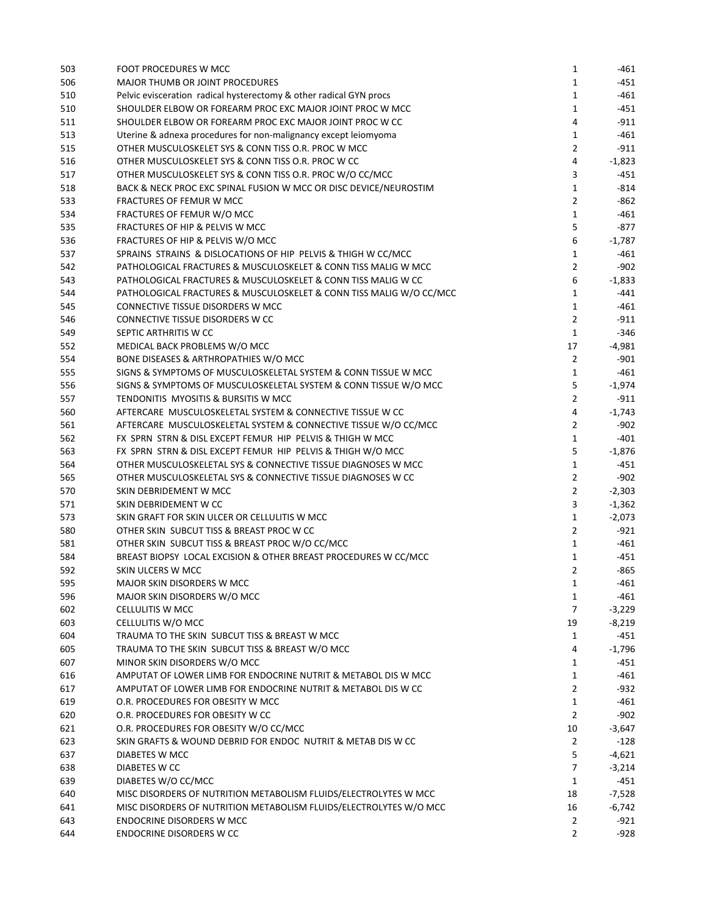| | | | |
|---|---|---|---|
| 503 | FOOT PROCEDURES W MCC | 1 | -461 |
| 506 | MAJOR THUMB OR JOINT PROCEDURES | 1 | -451 |
| 510 | Pelvic evisceration radical hysterectomy & other radical GYN procs | 1 | -461 |
| 510 | SHOULDER ELBOW OR FOREARM PROC EXC MAJOR JOINT PROC W MCC | 1 | -451 |
| 511 | SHOULDER ELBOW OR FOREARM PROC EXC MAJOR JOINT PROC W CC | 4 | -911 |
| 513 | Uterine & adnexa procedures for non-malignancy except leiomyoma | 1 | -461 |
| 515 | OTHER MUSCULOSKELET SYS & CONN TISS O.R. PROC W MCC | 2 | -911 |
| 516 | OTHER MUSCULOSKELET SYS & CONN TISS O.R. PROC W CC | 4 | -1,823 |
| 517 | OTHER MUSCULOSKELET SYS & CONN TISS O.R. PROC W/O CC/MCC | 3 | -451 |
| 518 | BACK & NECK PROC EXC SPINAL FUSION W MCC OR DISC DEVICE/NEUROSTIM | 1 | -814 |
| 533 | FRACTURES OF FEMUR W MCC | 2 | -862 |
| 534 | FRACTURES OF FEMUR W/O MCC | 1 | -461 |
| 535 | FRACTURES OF HIP & PELVIS W MCC | 5 | -877 |
| 536 | FRACTURES OF HIP & PELVIS W/O MCC | 6 | -1,787 |
| 537 | SPRAINS STRAINS & DISLOCATIONS OF HIP PELVIS & THIGH W CC/MCC | 1 | -461 |
| 542 | PATHOLOGICAL FRACTURES & MUSCULOSKELET & CONN TISS MALIG W MCC | 2 | -902 |
| 543 | PATHOLOGICAL FRACTURES & MUSCULOSKELET & CONN TISS MALIG W CC | 6 | -1,833 |
| 544 | PATHOLOGICAL FRACTURES & MUSCULOSKELET & CONN TISS MALIG W/O CC/MCC | 1 | -441 |
| 545 | CONNECTIVE TISSUE DISORDERS W MCC | 1 | -461 |
| 546 | CONNECTIVE TISSUE DISORDERS W CC | 2 | -911 |
| 549 | SEPTIC ARTHRITIS W CC | 1 | -346 |
| 552 | MEDICAL BACK PROBLEMS W/O MCC | 17 | -4,981 |
| 554 | BONE DISEASES & ARTHROPATHIES W/O MCC | 2 | -901 |
| 555 | SIGNS & SYMPTOMS OF MUSCULOSKELETAL SYSTEM & CONN TISSUE W MCC | 1 | -461 |
| 556 | SIGNS & SYMPTOMS OF MUSCULOSKELETAL SYSTEM & CONN TISSUE W/O MCC | 5 | -1,974 |
| 557 | TENDONITIS MYOSITIS & BURSITIS W MCC | 2 | -911 |
| 560 | AFTERCARE MUSCULOSKELETAL SYSTEM & CONNECTIVE TISSUE W CC | 4 | -1,743 |
| 561 | AFTERCARE MUSCULOSKELETAL SYSTEM & CONNECTIVE TISSUE W/O CC/MCC | 2 | -902 |
| 562 | FX SPRN STRN & DISL EXCEPT FEMUR HIP PELVIS & THIGH W MCC | 1 | -401 |
| 563 | FX SPRN STRN & DISL EXCEPT FEMUR HIP PELVIS & THIGH W/O MCC | 5 | -1,876 |
| 564 | OTHER MUSCULOSKELETAL SYS & CONNECTIVE TISSUE DIAGNOSES W MCC | 1 | -451 |
| 565 | OTHER MUSCULOSKELETAL SYS & CONNECTIVE TISSUE DIAGNOSES W CC | 2 | -902 |
| 570 | SKIN DEBRIDEMENT W MCC | 2 | -2,303 |
| 571 | SKIN DEBRIDEMENT W CC | 3 | -1,362 |
| 573 | SKIN GRAFT FOR SKIN ULCER OR CELLULITIS W MCC | 1 | -2,073 |
| 580 | OTHER SKIN SUBCUT TISS & BREAST PROC W CC | 2 | -921 |
| 581 | OTHER SKIN SUBCUT TISS & BREAST PROC W/O CC/MCC | 1 | -461 |
| 584 | BREAST BIOPSY LOCAL EXCISION & OTHER BREAST PROCEDURES W CC/MCC | 1 | -451 |
| 592 | SKIN ULCERS W MCC | 2 | -865 |
| 595 | MAJOR SKIN DISORDERS W MCC | 1 | -461 |
| 596 | MAJOR SKIN DISORDERS W/O MCC | 1 | -461 |
| 602 | CELLULITIS W MCC | 7 | -3,229 |
| 603 | CELLULITIS W/O MCC | 19 | -8,219 |
| 604 | TRAUMA TO THE SKIN SUBCUT TISS & BREAST W MCC | 1 | -451 |
| 605 | TRAUMA TO THE SKIN SUBCUT TISS & BREAST W/O MCC | 4 | -1,796 |
| 607 | MINOR SKIN DISORDERS W/O MCC | 1 | -451 |
| 616 | AMPUTAT OF LOWER LIMB FOR ENDOCRINE NUTRIT & METABOL DIS W MCC | 1 | -461 |
| 617 | AMPUTAT OF LOWER LIMB FOR ENDOCRINE NUTRIT & METABOL DIS W CC | 2 | -932 |
| 619 | O.R. PROCEDURES FOR OBESITY W MCC | 1 | -461 |
| 620 | O.R. PROCEDURES FOR OBESITY W CC | 2 | -902 |
| 621 | O.R. PROCEDURES FOR OBESITY W/O CC/MCC | 10 | -3,647 |
| 623 | SKIN GRAFTS & WOUND DEBRID FOR ENDOC NUTRIT & METAB DIS W CC | 2 | -128 |
| 637 | DIABETES W MCC | 5 | -4,621 |
| 638 | DIABETES W CC | 7 | -3,214 |
| 639 | DIABETES W/O CC/MCC | 1 | -451 |
| 640 | MISC DISORDERS OF NUTRITION METABOLISM FLUIDS/ELECTROLYTES W MCC | 18 | -7,528 |
| 641 | MISC DISORDERS OF NUTRITION METABOLISM FLUIDS/ELECTROLYTES W/O MCC | 16 | -6,742 |
| 643 | ENDOCRINE DISORDERS W MCC | 2 | -921 |
| 644 | ENDOCRINE DISORDERS W CC | 2 | -928 |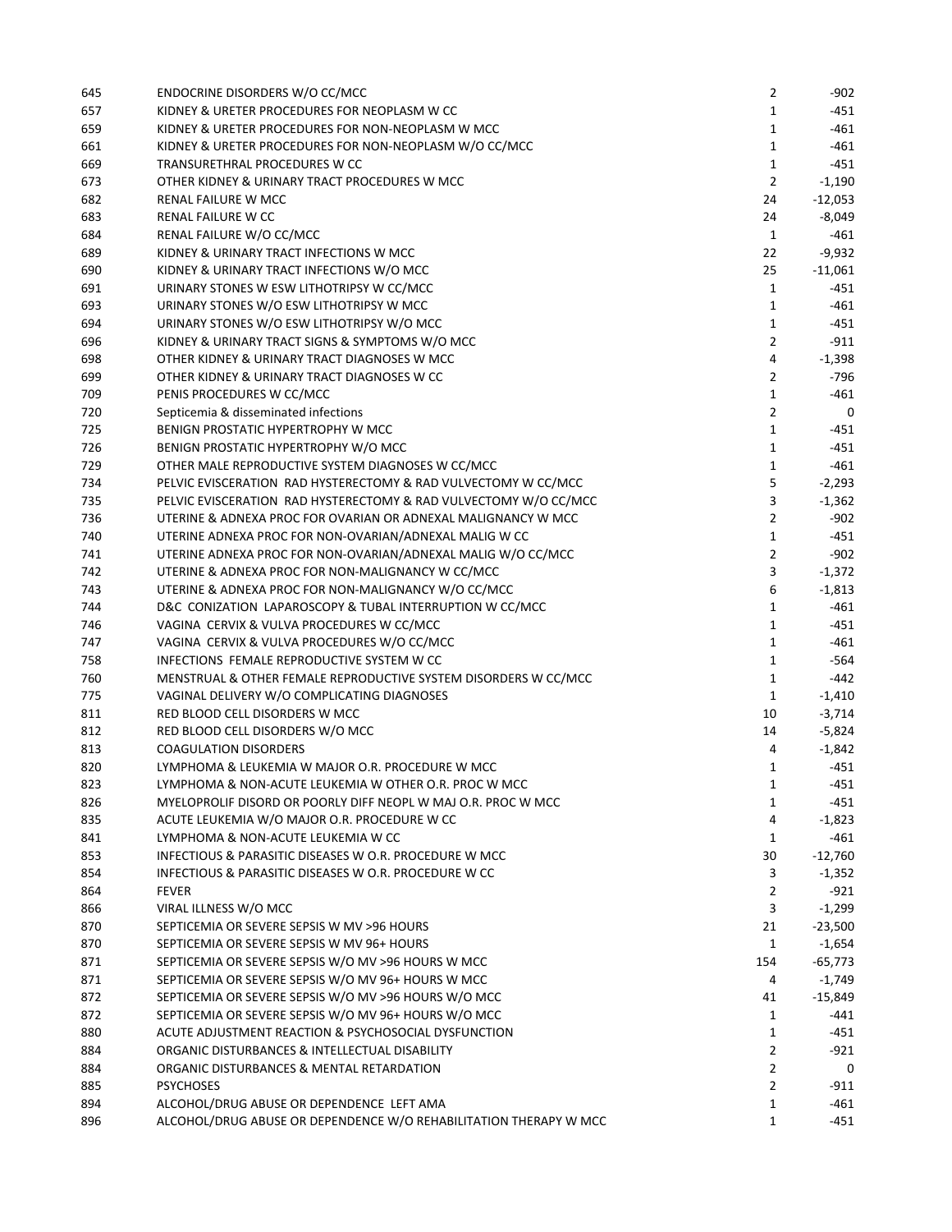| | | | |
|---|---|---|---|
| 645 | ENDOCRINE DISORDERS W/O CC/MCC | 2 | -902 |
| 657 | KIDNEY & URETER PROCEDURES FOR NEOPLASM W CC | 1 | -451 |
| 659 | KIDNEY & URETER PROCEDURES FOR NON-NEOPLASM W MCC | 1 | -461 |
| 661 | KIDNEY & URETER PROCEDURES FOR NON-NEOPLASM W/O CC/MCC | 1 | -461 |
| 669 | TRANSURETHRAL PROCEDURES W CC | 1 | -451 |
| 673 | OTHER KIDNEY & URINARY TRACT PROCEDURES W MCC | 2 | -1,190 |
| 682 | RENAL FAILURE W MCC | 24 | -12,053 |
| 683 | RENAL FAILURE W CC | 24 | -8,049 |
| 684 | RENAL FAILURE W/O CC/MCC | 1 | -461 |
| 689 | KIDNEY & URINARY TRACT INFECTIONS W MCC | 22 | -9,932 |
| 690 | KIDNEY & URINARY TRACT INFECTIONS W/O MCC | 25 | -11,061 |
| 691 | URINARY STONES W ESW LITHOTRIPSY W CC/MCC | 1 | -451 |
| 693 | URINARY STONES W/O ESW LITHOTRIPSY W MCC | 1 | -461 |
| 694 | URINARY STONES W/O ESW LITHOTRIPSY W/O MCC | 1 | -451 |
| 696 | KIDNEY & URINARY TRACT SIGNS & SYMPTOMS W/O MCC | 2 | -911 |
| 698 | OTHER KIDNEY & URINARY TRACT DIAGNOSES W MCC | 4 | -1,398 |
| 699 | OTHER KIDNEY & URINARY TRACT DIAGNOSES W CC | 2 | -796 |
| 709 | PENIS PROCEDURES W CC/MCC | 1 | -461 |
| 720 | Septicemia & disseminated infections | 2 | 0 |
| 725 | BENIGN PROSTATIC HYPERTROPHY W MCC | 1 | -451 |
| 726 | BENIGN PROSTATIC HYPERTROPHY W/O MCC | 1 | -451 |
| 729 | OTHER MALE REPRODUCTIVE SYSTEM DIAGNOSES W CC/MCC | 1 | -461 |
| 734 | PELVIC EVISCERATION RAD HYSTERECTOMY & RAD VULVECTOMY W CC/MCC | 5 | -2,293 |
| 735 | PELVIC EVISCERATION RAD HYSTERECTOMY & RAD VULVECTOMY W/O CC/MCC | 3 | -1,362 |
| 736 | UTERINE & ADNEXA PROC FOR OVARIAN OR ADNEXAL MALIGNANCY W MCC | 2 | -902 |
| 740 | UTERINE ADNEXA PROC FOR NON-OVARIAN/ADNEXAL MALIG W CC | 1 | -451 |
| 741 | UTERINE ADNEXA PROC FOR NON-OVARIAN/ADNEXAL MALIG W/O CC/MCC | 2 | -902 |
| 742 | UTERINE & ADNEXA PROC FOR NON-MALIGNANCY W CC/MCC | 3 | -1,372 |
| 743 | UTERINE & ADNEXA PROC FOR NON-MALIGNANCY W/O CC/MCC | 6 | -1,813 |
| 744 | D&C CONIZATION LAPAROSCOPY & TUBAL INTERRUPTION W CC/MCC | 1 | -461 |
| 746 | VAGINA CERVIX & VULVA PROCEDURES W CC/MCC | 1 | -451 |
| 747 | VAGINA CERVIX & VULVA PROCEDURES W/O CC/MCC | 1 | -461 |
| 758 | INFECTIONS FEMALE REPRODUCTIVE SYSTEM W CC | 1 | -564 |
| 760 | MENSTRUAL & OTHER FEMALE REPRODUCTIVE SYSTEM DISORDERS W CC/MCC | 1 | -442 |
| 775 | VAGINAL DELIVERY W/O COMPLICATING DIAGNOSES | 1 | -1,410 |
| 811 | RED BLOOD CELL DISORDERS W MCC | 10 | -3,714 |
| 812 | RED BLOOD CELL DISORDERS W/O MCC | 14 | -5,824 |
| 813 | COAGULATION DISORDERS | 4 | -1,842 |
| 820 | LYMPHOMA & LEUKEMIA W MAJOR O.R. PROCEDURE W MCC | 1 | -451 |
| 823 | LYMPHOMA & NON-ACUTE LEUKEMIA W OTHER O.R. PROC W MCC | 1 | -451 |
| 826 | MYELOPROLIF DISORD OR POORLY DIFF NEOPL W MAJ O.R. PROC W MCC | 1 | -451 |
| 835 | ACUTE LEUKEMIA W/O MAJOR O.R. PROCEDURE W CC | 4 | -1,823 |
| 841 | LYMPHOMA & NON-ACUTE LEUKEMIA W CC | 1 | -461 |
| 853 | INFECTIOUS & PARASITIC DISEASES W O.R. PROCEDURE W MCC | 30 | -12,760 |
| 854 | INFECTIOUS & PARASITIC DISEASES W O.R. PROCEDURE W CC | 3 | -1,352 |
| 864 | FEVER | 2 | -921 |
| 866 | VIRAL ILLNESS W/O MCC | 3 | -1,299 |
| 870 | SEPTICEMIA OR SEVERE SEPSIS W MV >96 HOURS | 21 | -23,500 |
| 870 | SEPTICEMIA OR SEVERE SEPSIS W MV 96+ HOURS | 1 | -1,654 |
| 871 | SEPTICEMIA OR SEVERE SEPSIS W/O MV >96 HOURS W MCC | 154 | -65,773 |
| 871 | SEPTICEMIA OR SEVERE SEPSIS W/O MV 96+ HOURS W MCC | 4 | -1,749 |
| 872 | SEPTICEMIA OR SEVERE SEPSIS W/O MV >96 HOURS W/O MCC | 41 | -15,849 |
| 872 | SEPTICEMIA OR SEVERE SEPSIS W/O MV 96+ HOURS W/O MCC | 1 | -441 |
| 880 | ACUTE ADJUSTMENT REACTION & PSYCHOSOCIAL DYSFUNCTION | 1 | -451 |
| 884 | ORGANIC DISTURBANCES & INTELLECTUAL DISABILITY | 2 | -921 |
| 884 | ORGANIC DISTURBANCES & MENTAL RETARDATION | 2 | 0 |
| 885 | PSYCHOSES | 2 | -911 |
| 894 | ALCOHOL/DRUG ABUSE OR DEPENDENCE LEFT AMA | 1 | -461 |
| 896 | ALCOHOL/DRUG ABUSE OR DEPENDENCE W/O REHABILITATION THERAPY W MCC | 1 | -451 |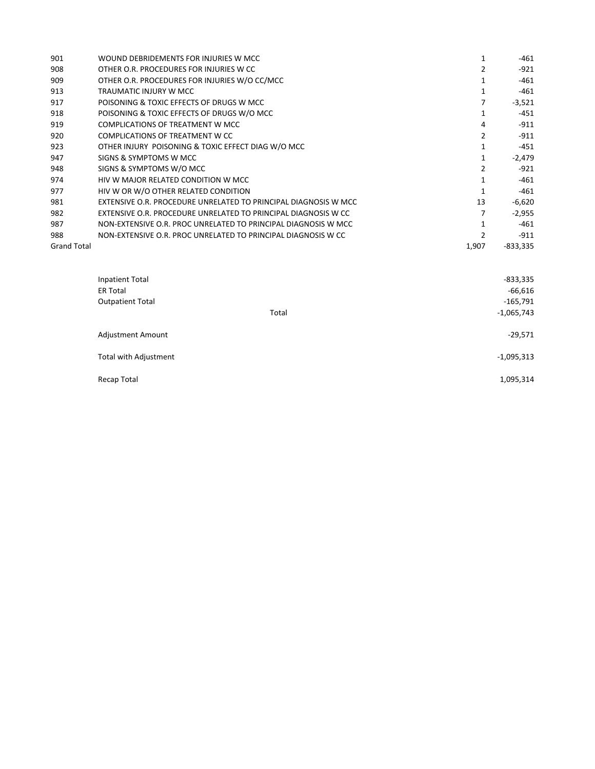| | | | |
|---|---|---|---|
| 901 | WOUND DEBRIDEMENTS FOR INJURIES W MCC | 1 | -461 |
| 908 | OTHER O.R. PROCEDURES FOR INJURIES W CC | 2 | -921 |
| 909 | OTHER O.R. PROCEDURES FOR INJURIES W/O CC/MCC | 1 | -461 |
| 913 | TRAUMATIC INJURY W MCC | 1 | -461 |
| 917 | POISONING & TOXIC EFFECTS OF DRUGS W MCC | 7 | -3,521 |
| 918 | POISONING & TOXIC EFFECTS OF DRUGS W/O MCC | 1 | -451 |
| 919 | COMPLICATIONS OF TREATMENT W MCC | 4 | -911 |
| 920 | COMPLICATIONS OF TREATMENT W CC | 2 | -911 |
| 923 | OTHER INJURY POISONING & TOXIC EFFECT DIAG W/O MCC | 1 | -451 |
| 947 | SIGNS & SYMPTOMS W MCC | 1 | -2,479 |
| 948 | SIGNS & SYMPTOMS W/O MCC | 2 | -921 |
| 974 | HIV W MAJOR RELATED CONDITION W MCC | 1 | -461 |
| 977 | HIV W OR W/O OTHER RELATED CONDITION | 1 | -461 |
| 981 | EXTENSIVE O.R. PROCEDURE UNRELATED TO PRINCIPAL DIAGNOSIS W MCC | 13 | -6,620 |
| 982 | EXTENSIVE O.R. PROCEDURE UNRELATED TO PRINCIPAL DIAGNOSIS W CC | 7 | -2,955 |
| 987 | NON-EXTENSIVE O.R. PROC UNRELATED TO PRINCIPAL DIAGNOSIS W MCC | 1 | -461 |
| 988 | NON-EXTENSIVE O.R. PROC UNRELATED TO PRINCIPAL DIAGNOSIS W CC | 2 | -911 |
| Grand Total | | 1,907 | -833,335 |

| | | |
|---|---|---|
| Inpatient Total | | -833,335 |
| ER Total | | -66,616 |
| Outpatient Total | | -165,791 |
| | Total | -1,065,743 |
| Adjustment Amount | | -29,571 |
| Total with Adjustment | | -1,095,313 |
| Recap Total | | 1,095,314 |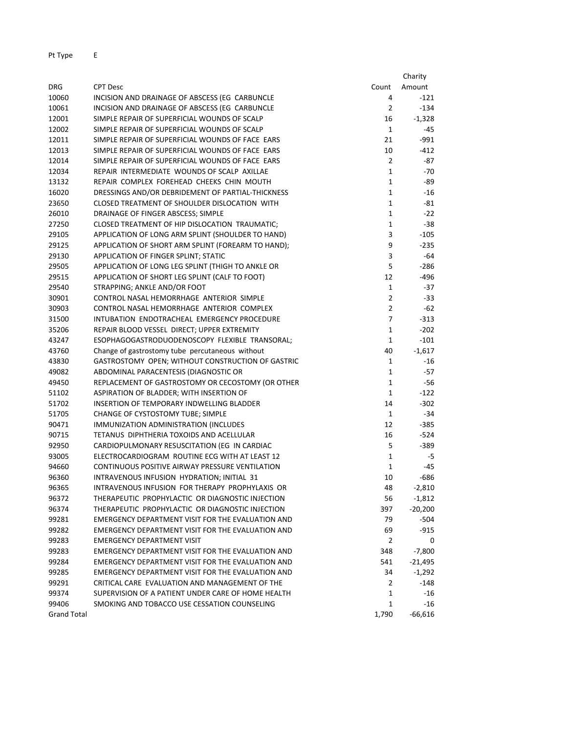Pt Type E

| DRG | CPT Desc | Count | Charity Amount |
|---|---|---|---|
| 10060 | INCISION AND DRAINAGE OF ABSCESS (EG CARBUNCLE | 4 | -121 |
| 10061 | INCISION AND DRAINAGE OF ABSCESS (EG CARBUNCLE | 2 | -134 |
| 12001 | SIMPLE REPAIR OF SUPERFICIAL WOUNDS OF SCALP | 16 | -1,328 |
| 12002 | SIMPLE REPAIR OF SUPERFICIAL WOUNDS OF SCALP | 1 | -45 |
| 12011 | SIMPLE REPAIR OF SUPERFICIAL WOUNDS OF FACE EARS | 21 | -991 |
| 12013 | SIMPLE REPAIR OF SUPERFICIAL WOUNDS OF FACE EARS | 10 | -412 |
| 12014 | SIMPLE REPAIR OF SUPERFICIAL WOUNDS OF FACE EARS | 2 | -87 |
| 12034 | REPAIR INTERMEDIATE WOUNDS OF SCALP AXILLAE | 1 | -70 |
| 13132 | REPAIR COMPLEX FOREHEAD CHEEKS CHIN MOUTH | 1 | -89 |
| 16020 | DRESSINGS AND/OR DEBRIDEMENT OF PARTIAL-THICKNESS | 1 | -16 |
| 23650 | CLOSED TREATMENT OF SHOULDER DISLOCATION WITH | 1 | -81 |
| 26010 | DRAINAGE OF FINGER ABSCESS; SIMPLE | 1 | -22 |
| 27250 | CLOSED TREATMENT OF HIP DISLOCATION TRAUMATIC; | 1 | -38 |
| 29105 | APPLICATION OF LONG ARM SPLINT (SHOULDER TO HAND) | 3 | -105 |
| 29125 | APPLICATION OF SHORT ARM SPLINT (FOREARM TO HAND); | 9 | -235 |
| 29130 | APPLICATION OF FINGER SPLINT; STATIC | 3 | -64 |
| 29505 | APPLICATION OF LONG LEG SPLINT (THIGH TO ANKLE OR | 5 | -286 |
| 29515 | APPLICATION OF SHORT LEG SPLINT (CALF TO FOOT) | 12 | -496 |
| 29540 | STRAPPING; ANKLE AND/OR FOOT | 1 | -37 |
| 30901 | CONTROL NASAL HEMORRHAGE ANTERIOR SIMPLE | 2 | -33 |
| 30903 | CONTROL NASAL HEMORRHAGE ANTERIOR COMPLEX | 2 | -62 |
| 31500 | INTUBATION ENDOTRACHEAL EMERGENCY PROCEDURE | 7 | -313 |
| 35206 | REPAIR BLOOD VESSEL DIRECT; UPPER EXTREMITY | 1 | -202 |
| 43247 | ESOPHAGOGASTRODUODENOSCOPY FLEXIBLE TRANSORAL; | 1 | -101 |
| 43760 | Change of gastrostomy tube percutaneous without | 40 | -1,617 |
| 43830 | GASTROSTOMY OPEN; WITHOUT CONSTRUCTION OF GASTRIC | 1 | -16 |
| 49082 | ABDOMINAL PARACENTESIS (DIAGNOSTIC OR | 1 | -57 |
| 49450 | REPLACEMENT OF GASTROSTOMY OR CECOSTOMY (OR OTHER | 1 | -56 |
| 51102 | ASPIRATION OF BLADDER; WITH INSERTION OF | 1 | -122 |
| 51702 | INSERTION OF TEMPORARY INDWELLING BLADDER | 14 | -302 |
| 51705 | CHANGE OF CYSTOSTOMY TUBE; SIMPLE | 1 | -34 |
| 90471 | IMMUNIZATION ADMINISTRATION (INCLUDES | 12 | -385 |
| 90715 | TETANUS DIPHTHERIA TOXOIDS AND ACELLULAR | 16 | -524 |
| 92950 | CARDIOPULMONARY RESUSCITATION (EG IN CARDIAC | 5 | -389 |
| 93005 | ELECTROCARDIOGRAM ROUTINE ECG WITH AT LEAST 12 | 1 | -5 |
| 94660 | CONTINUOUS POSITIVE AIRWAY PRESSURE VENTILATION | 1 | -45 |
| 96360 | INTRAVENOUS INFUSION HYDRATION; INITIAL 31 | 10 | -686 |
| 96365 | INTRAVENOUS INFUSION FOR THERAPY PROPHYLAXIS OR | 48 | -2,810 |
| 96372 | THERAPEUTIC PROPHYLACTIC OR DIAGNOSTIC INJECTION | 56 | -1,812 |
| 96374 | THERAPEUTIC PROPHYLACTIC OR DIAGNOSTIC INJECTION | 397 | -20,200 |
| 99281 | EMERGENCY DEPARTMENT VISIT FOR THE EVALUATION AND | 79 | -504 |
| 99282 | EMERGENCY DEPARTMENT VISIT FOR THE EVALUATION AND | 69 | -915 |
| 99283 | EMERGENCY DEPARTMENT VISIT | 2 | 0 |
| 99283 | EMERGENCY DEPARTMENT VISIT FOR THE EVALUATION AND | 348 | -7,800 |
| 99284 | EMERGENCY DEPARTMENT VISIT FOR THE EVALUATION AND | 541 | -21,495 |
| 99285 | EMERGENCY DEPARTMENT VISIT FOR THE EVALUATION AND | 34 | -1,292 |
| 99291 | CRITICAL CARE EVALUATION AND MANAGEMENT OF THE | 2 | -148 |
| 99374 | SUPERVISION OF A PATIENT UNDER CARE OF HOME HEALTH | 1 | -16 |
| 99406 | SMOKING AND TOBACCO USE CESSATION COUNSELING | 1 | -16 |
| Grand Total | | 1,790 | -66,616 |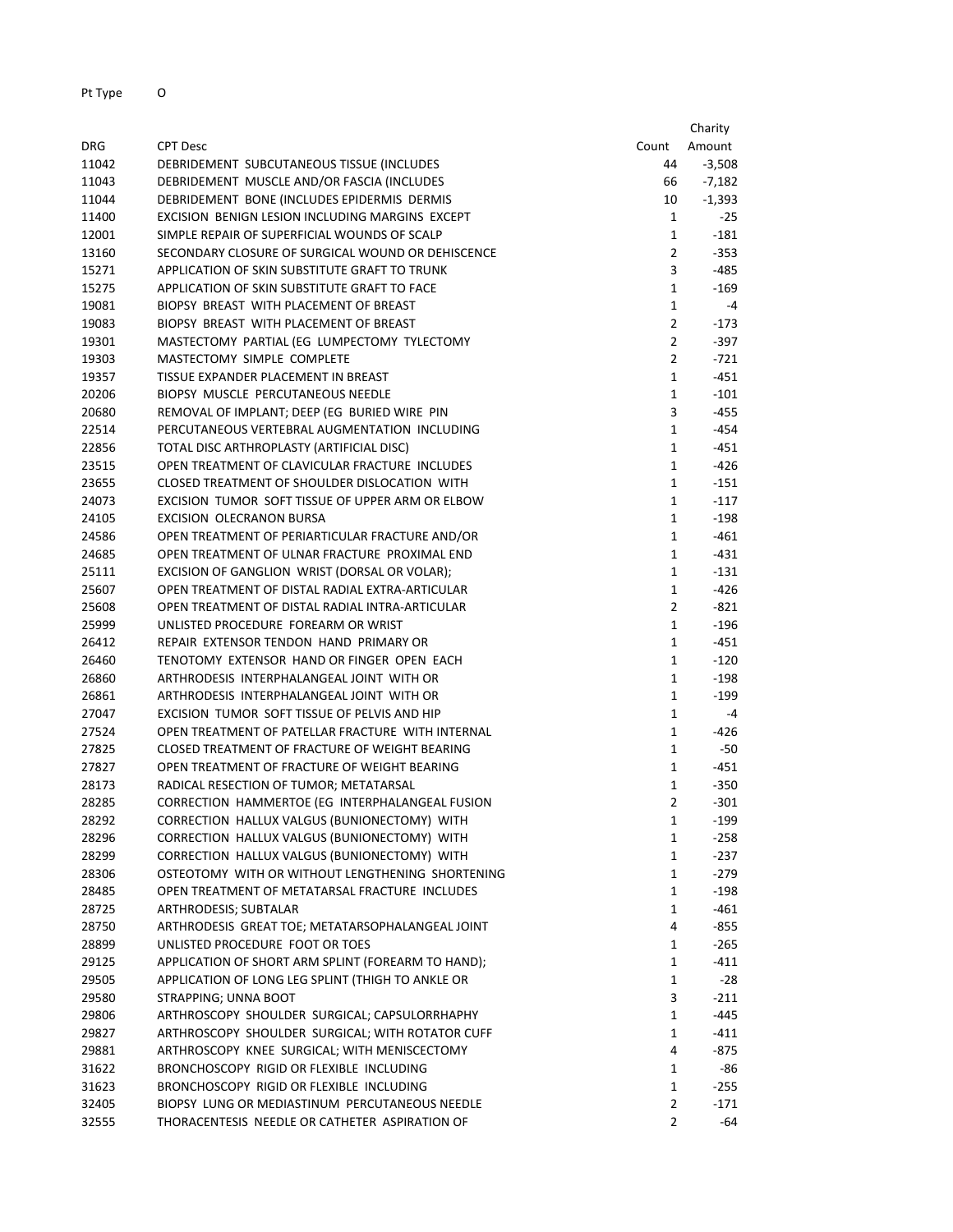Pt Type O

| DRG | CPT Desc | Count | Charity Amount |
|---|---|---|---|
| 11042 | DEBRIDEMENT SUBCUTANEOUS TISSUE (INCLUDES | 44 | -3,508 |
| 11043 | DEBRIDEMENT MUSCLE AND/OR FASCIA (INCLUDES | 66 | -7,182 |
| 11044 | DEBRIDEMENT BONE (INCLUDES EPIDERMIS DERMIS | 10 | -1,393 |
| 11400 | EXCISION BENIGN LESION INCLUDING MARGINS EXCEPT | 1 | -25 |
| 12001 | SIMPLE REPAIR OF SUPERFICIAL WOUNDS OF SCALP | 1 | -181 |
| 13160 | SECONDARY CLOSURE OF SURGICAL WOUND OR DEHISCENCE | 2 | -353 |
| 15271 | APPLICATION OF SKIN SUBSTITUTE GRAFT TO TRUNK | 3 | -485 |
| 15275 | APPLICATION OF SKIN SUBSTITUTE GRAFT TO FACE | 1 | -169 |
| 19081 | BIOPSY BREAST WITH PLACEMENT OF BREAST | 1 | -4 |
| 19083 | BIOPSY BREAST WITH PLACEMENT OF BREAST | 2 | -173 |
| 19301 | MASTECTOMY PARTIAL (EG LUMPECTOMY TYLECTOMY | 2 | -397 |
| 19303 | MASTECTOMY SIMPLE COMPLETE | 2 | -721 |
| 19357 | TISSUE EXPANDER PLACEMENT IN BREAST | 1 | -451 |
| 20206 | BIOPSY MUSCLE PERCUTANEOUS NEEDLE | 1 | -101 |
| 20680 | REMOVAL OF IMPLANT; DEEP (EG BURIED WIRE PIN | 3 | -455 |
| 22514 | PERCUTANEOUS VERTEBRAL AUGMENTATION INCLUDING | 1 | -454 |
| 22856 | TOTAL DISC ARTHROPLASTY (ARTIFICIAL DISC) | 1 | -451 |
| 23515 | OPEN TREATMENT OF CLAVICULAR FRACTURE INCLUDES | 1 | -426 |
| 23655 | CLOSED TREATMENT OF SHOULDER DISLOCATION WITH | 1 | -151 |
| 24073 | EXCISION TUMOR SOFT TISSUE OF UPPER ARM OR ELBOW | 1 | -117 |
| 24105 | EXCISION OLECRANON BURSA | 1 | -198 |
| 24586 | OPEN TREATMENT OF PERIARTICULAR FRACTURE AND/OR | 1 | -461 |
| 24685 | OPEN TREATMENT OF ULNAR FRACTURE PROXIMAL END | 1 | -431 |
| 25111 | EXCISION OF GANGLION WRIST (DORSAL OR VOLAR); | 1 | -131 |
| 25607 | OPEN TREATMENT OF DISTAL RADIAL EXTRA-ARTICULAR | 1 | -426 |
| 25608 | OPEN TREATMENT OF DISTAL RADIAL INTRA-ARTICULAR | 2 | -821 |
| 25999 | UNLISTED PROCEDURE FOREARM OR WRIST | 1 | -196 |
| 26412 | REPAIR EXTENSOR TENDON HAND PRIMARY OR | 1 | -451 |
| 26460 | TENOTOMY EXTENSOR HAND OR FINGER OPEN EACH | 1 | -120 |
| 26860 | ARTHRODESIS INTERPHALANGEAL JOINT WITH OR | 1 | -198 |
| 26861 | ARTHRODESIS INTERPHALANGEAL JOINT WITH OR | 1 | -199 |
| 27047 | EXCISION TUMOR SOFT TISSUE OF PELVIS AND HIP | 1 | -4 |
| 27524 | OPEN TREATMENT OF PATELLAR FRACTURE WITH INTERNAL | 1 | -426 |
| 27825 | CLOSED TREATMENT OF FRACTURE OF WEIGHT BEARING | 1 | -50 |
| 27827 | OPEN TREATMENT OF FRACTURE OF WEIGHT BEARING | 1 | -451 |
| 28173 | RADICAL RESECTION OF TUMOR; METATARSAL | 1 | -350 |
| 28285 | CORRECTION HAMMERTOE (EG INTERPHALANGEAL FUSION | 2 | -301 |
| 28292 | CORRECTION HALLUX VALGUS (BUNIONECTOMY) WITH | 1 | -199 |
| 28296 | CORRECTION HALLUX VALGUS (BUNIONECTOMY) WITH | 1 | -258 |
| 28299 | CORRECTION HALLUX VALGUS (BUNIONECTOMY) WITH | 1 | -237 |
| 28306 | OSTEOTOMY WITH OR WITHOUT LENGTHENING SHORTENING | 1 | -279 |
| 28485 | OPEN TREATMENT OF METATARSAL FRACTURE INCLUDES | 1 | -198 |
| 28725 | ARTHRODESIS; SUBTALAR | 1 | -461 |
| 28750 | ARTHRODESIS GREAT TOE; METATARSOPHALANGEAL JOINT | 4 | -855 |
| 28899 | UNLISTED PROCEDURE FOOT OR TOES | 1 | -265 |
| 29125 | APPLICATION OF SHORT ARM SPLINT (FOREARM TO HAND); | 1 | -411 |
| 29505 | APPLICATION OF LONG LEG SPLINT (THIGH TO ANKLE OR | 1 | -28 |
| 29580 | STRAPPING; UNNA BOOT | 3 | -211 |
| 29806 | ARTHROSCOPY SHOULDER SURGICAL; CAPSULORRHAPHY | 1 | -445 |
| 29827 | ARTHROSCOPY SHOULDER SURGICAL; WITH ROTATOR CUFF | 1 | -411 |
| 29881 | ARTHROSCOPY KNEE SURGICAL; WITH MENISCECTOMY | 4 | -875 |
| 31622 | BRONCHOSCOPY RIGID OR FLEXIBLE INCLUDING | 1 | -86 |
| 31623 | BRONCHOSCOPY RIGID OR FLEXIBLE INCLUDING | 1 | -255 |
| 32405 | BIOPSY LUNG OR MEDIASTINUM PERCUTANEOUS NEEDLE | 2 | -171 |
| 32555 | THORACENTESIS NEEDLE OR CATHETER ASPIRATION OF | 2 | -64 |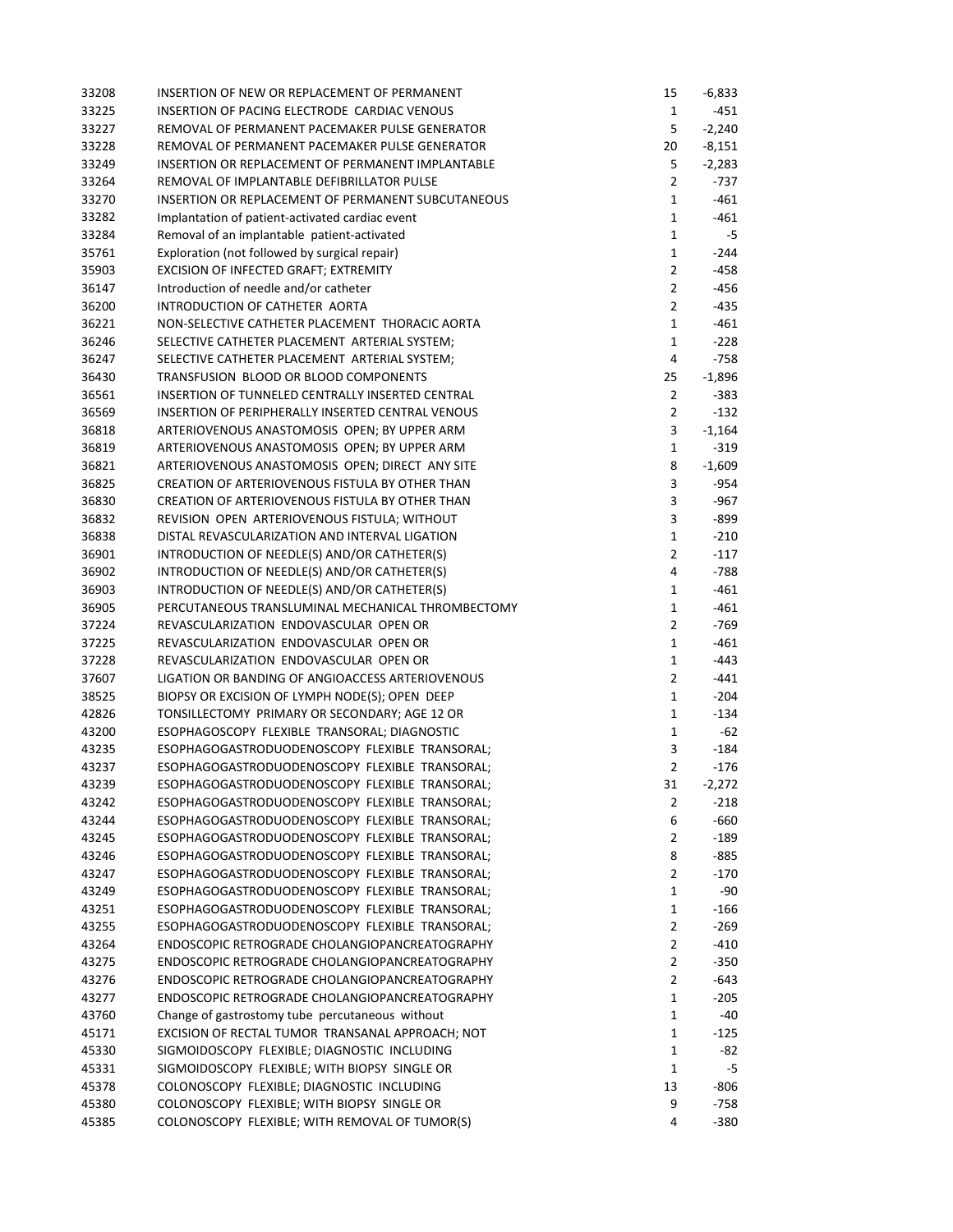| | | | |
|---|---|---|---|
| 33208 | INSERTION OF NEW OR REPLACEMENT OF PERMANENT | 15 | -6,833 |
| 33225 | INSERTION OF PACING ELECTRODE  CARDIAC VENOUS | 1 | -451 |
| 33227 | REMOVAL OF PERMANENT PACEMAKER PULSE GENERATOR | 5 | -2,240 |
| 33228 | REMOVAL OF PERMANENT PACEMAKER PULSE GENERATOR | 20 | -8,151 |
| 33249 | INSERTION OR REPLACEMENT OF PERMANENT IMPLANTABLE | 5 | -2,283 |
| 33264 | REMOVAL OF IMPLANTABLE DEFIBRILLATOR PULSE | 2 | -737 |
| 33270 | INSERTION OR REPLACEMENT OF PERMANENT SUBCUTANEOUS | 1 | -461 |
| 33282 | Implantation of patient-activated cardiac event | 1 | -461 |
| 33284 | Removal of an implantable  patient-activated | 1 | -5 |
| 35761 | Exploration (not followed by surgical repair) | 1 | -244 |
| 35903 | EXCISION OF INFECTED GRAFT; EXTREMITY | 2 | -458 |
| 36147 | Introduction of needle and/or catheter | 2 | -456 |
| 36200 | INTRODUCTION OF CATHETER  AORTA | 2 | -435 |
| 36221 | NON-SELECTIVE CATHETER PLACEMENT  THORACIC AORTA | 1 | -461 |
| 36246 | SELECTIVE CATHETER PLACEMENT  ARTERIAL SYSTEM; | 1 | -228 |
| 36247 | SELECTIVE CATHETER PLACEMENT  ARTERIAL SYSTEM; | 4 | -758 |
| 36430 | TRANSFUSION  BLOOD OR BLOOD COMPONENTS | 25 | -1,896 |
| 36561 | INSERTION OF TUNNELED CENTRALLY INSERTED CENTRAL | 2 | -383 |
| 36569 | INSERTION OF PERIPHERALLY INSERTED CENTRAL VENOUS | 2 | -132 |
| 36818 | ARTERIOVENOUS ANASTOMOSIS  OPEN; BY UPPER ARM | 3 | -1,164 |
| 36819 | ARTERIOVENOUS ANASTOMOSIS  OPEN; BY UPPER ARM | 1 | -319 |
| 36821 | ARTERIOVENOUS ANASTOMOSIS  OPEN; DIRECT  ANY SITE | 8 | -1,609 |
| 36825 | CREATION OF ARTERIOVENOUS FISTULA BY OTHER THAN | 3 | -954 |
| 36830 | CREATION OF ARTERIOVENOUS FISTULA BY OTHER THAN | 3 | -967 |
| 36832 | REVISION  OPEN  ARTERIOVENOUS FISTULA; WITHOUT | 3 | -899 |
| 36838 | DISTAL REVASCULARIZATION AND INTERVAL LIGATION | 1 | -210 |
| 36901 | INTRODUCTION OF NEEDLE(S) AND/OR CATHETER(S) | 2 | -117 |
| 36902 | INTRODUCTION OF NEEDLE(S) AND/OR CATHETER(S) | 4 | -788 |
| 36903 | INTRODUCTION OF NEEDLE(S) AND/OR CATHETER(S) | 1 | -461 |
| 36905 | PERCUTANEOUS TRANSLUMINAL MECHANICAL THROMBECTOMY | 1 | -461 |
| 37224 | REVASCULARIZATION  ENDOVASCULAR  OPEN OR | 2 | -769 |
| 37225 | REVASCULARIZATION  ENDOVASCULAR  OPEN OR | 1 | -461 |
| 37228 | REVASCULARIZATION  ENDOVASCULAR  OPEN OR | 1 | -443 |
| 37607 | LIGATION OR BANDING OF ANGIOACCESS ARTERIOVENOUS | 2 | -441 |
| 38525 | BIOPSY OR EXCISION OF LYMPH NODE(S); OPEN  DEEP | 1 | -204 |
| 42826 | TONSILLECTOMY  PRIMARY OR SECONDARY; AGE 12 OR | 1 | -134 |
| 43200 | ESOPHAGOSCOPY  FLEXIBLE  TRANSORAL; DIAGNOSTIC | 1 | -62 |
| 43235 | ESOPHAGOGASTRODUODENOSCOPY  FLEXIBLE  TRANSORAL; | 3 | -184 |
| 43237 | ESOPHAGOGASTRODUODENOSCOPY  FLEXIBLE  TRANSORAL; | 2 | -176 |
| 43239 | ESOPHAGOGASTRODUODENOSCOPY  FLEXIBLE  TRANSORAL; | 31 | -2,272 |
| 43242 | ESOPHAGOGASTRODUODENOSCOPY  FLEXIBLE  TRANSORAL; | 2 | -218 |
| 43244 | ESOPHAGOGASTRODUODENOSCOPY  FLEXIBLE  TRANSORAL; | 6 | -660 |
| 43245 | ESOPHAGOGASTRODUODENOSCOPY  FLEXIBLE  TRANSORAL; | 2 | -189 |
| 43246 | ESOPHAGOGASTRODUODENOSCOPY  FLEXIBLE  TRANSORAL; | 8 | -885 |
| 43247 | ESOPHAGOGASTRODUODENOSCOPY  FLEXIBLE  TRANSORAL; | 2 | -170 |
| 43249 | ESOPHAGOGASTRODUODENOSCOPY  FLEXIBLE  TRANSORAL; | 1 | -90 |
| 43251 | ESOPHAGOGASTRODUODENOSCOPY  FLEXIBLE  TRANSORAL; | 1 | -166 |
| 43255 | ESOPHAGOGASTRODUODENOSCOPY  FLEXIBLE  TRANSORAL; | 2 | -269 |
| 43264 | ENDOSCOPIC RETROGRADE CHOLANGIOPANCREATOGRAPHY | 2 | -410 |
| 43275 | ENDOSCOPIC RETROGRADE CHOLANGIOPANCREATOGRAPHY | 2 | -350 |
| 43276 | ENDOSCOPIC RETROGRADE CHOLANGIOPANCREATOGRAPHY | 2 | -643 |
| 43277 | ENDOSCOPIC RETROGRADE CHOLANGIOPANCREATOGRAPHY | 1 | -205 |
| 43760 | Change of gastrostomy tube  percutaneous  without | 1 | -40 |
| 45171 | EXCISION OF RECTAL TUMOR TRANSANAL APPROACH; NOT | 1 | -125 |
| 45330 | SIGMOIDOSCOPY  FLEXIBLE; DIAGNOSTIC  INCLUDING | 1 | -82 |
| 45331 | SIGMOIDOSCOPY  FLEXIBLE; WITH BIOPSY  SINGLE OR | 1 | -5 |
| 45378 | COLONOSCOPY  FLEXIBLE; DIAGNOSTIC  INCLUDING | 13 | -806 |
| 45380 | COLONOSCOPY  FLEXIBLE; WITH BIOPSY  SINGLE OR | 9 | -758 |
| 45385 | COLONOSCOPY  FLEXIBLE; WITH REMOVAL OF TUMOR(S) | 4 | -380 |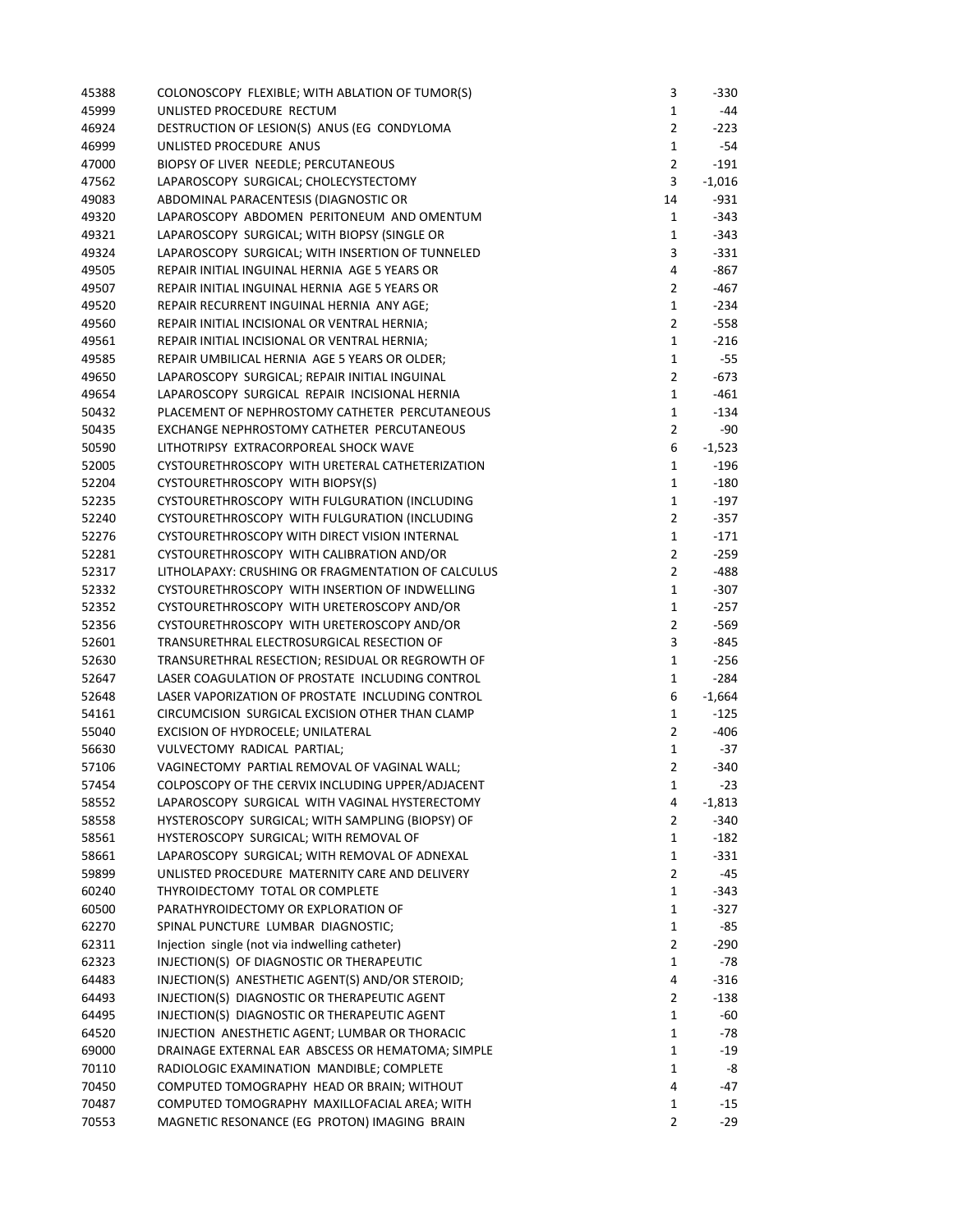| | | | |
|---|---|---|---|
| 45388 | COLONOSCOPY FLEXIBLE; WITH ABLATION OF TUMOR(S) | 3 | -330 |
| 45999 | UNLISTED PROCEDURE RECTUM | 1 | -44 |
| 46924 | DESTRUCTION OF LESION(S) ANUS (EG CONDYLOMA | 2 | -223 |
| 46999 | UNLISTED PROCEDURE ANUS | 1 | -54 |
| 47000 | BIOPSY OF LIVER NEEDLE; PERCUTANEOUS | 2 | -191 |
| 47562 | LAPAROSCOPY SURGICAL; CHOLECYSTECTOMY | 3 | -1,016 |
| 49083 | ABDOMINAL PARACENTESIS (DIAGNOSTIC OR | 14 | -931 |
| 49320 | LAPAROSCOPY ABDOMEN PERITONEUM AND OMENTUM | 1 | -343 |
| 49321 | LAPAROSCOPY SURGICAL; WITH BIOPSY (SINGLE OR | 1 | -343 |
| 49324 | LAPAROSCOPY SURGICAL; WITH INSERTION OF TUNNELED | 3 | -331 |
| 49505 | REPAIR INITIAL INGUINAL HERNIA AGE 5 YEARS OR | 4 | -867 |
| 49507 | REPAIR INITIAL INGUINAL HERNIA AGE 5 YEARS OR | 2 | -467 |
| 49520 | REPAIR RECURRENT INGUINAL HERNIA ANY AGE; | 1 | -234 |
| 49560 | REPAIR INITIAL INCISIONAL OR VENTRAL HERNIA; | 2 | -558 |
| 49561 | REPAIR INITIAL INCISIONAL OR VENTRAL HERNIA; | 1 | -216 |
| 49585 | REPAIR UMBILICAL HERNIA AGE 5 YEARS OR OLDER; | 1 | -55 |
| 49650 | LAPAROSCOPY SURGICAL; REPAIR INITIAL INGUINAL | 2 | -673 |
| 49654 | LAPAROSCOPY SURGICAL REPAIR INCISIONAL HERNIA | 1 | -461 |
| 50432 | PLACEMENT OF NEPHROSTOMY CATHETER PERCUTANEOUS | 1 | -134 |
| 50435 | EXCHANGE NEPHROSTOMY CATHETER PERCUTANEOUS | 2 | -90 |
| 50590 | LITHOTRIPSY EXTRACORPOREAL SHOCK WAVE | 6 | -1,523 |
| 52005 | CYSTOURETHROSCOPY WITH URETERAL CATHETERIZATION | 1 | -196 |
| 52204 | CYSTOURETHROSCOPY WITH BIOPSY(S) | 1 | -180 |
| 52235 | CYSTOURETHROSCOPY WITH FULGURATION (INCLUDING | 1 | -197 |
| 52240 | CYSTOURETHROSCOPY WITH FULGURATION (INCLUDING | 2 | -357 |
| 52276 | CYSTOURETHROSCOPY WITH DIRECT VISION INTERNAL | 1 | -171 |
| 52281 | CYSTOURETHROSCOPY WITH CALIBRATION AND/OR | 2 | -259 |
| 52317 | LITHOLAPAXY: CRUSHING OR FRAGMENTATION OF CALCULUS | 2 | -488 |
| 52332 | CYSTOURETHROSCOPY WITH INSERTION OF INDWELLING | 1 | -307 |
| 52352 | CYSTOURETHROSCOPY WITH URETEROSCOPY AND/OR | 1 | -257 |
| 52356 | CYSTOURETHROSCOPY WITH URETEROSCOPY AND/OR | 2 | -569 |
| 52601 | TRANSURETHRAL ELECTROSURGICAL RESECTION OF | 3 | -845 |
| 52630 | TRANSURETHRAL RESECTION; RESIDUAL OR REGROWTH OF | 1 | -256 |
| 52647 | LASER COAGULATION OF PROSTATE INCLUDING CONTROL | 1 | -284 |
| 52648 | LASER VAPORIZATION OF PROSTATE INCLUDING CONTROL | 6 | -1,664 |
| 54161 | CIRCUMCISION SURGICAL EXCISION OTHER THAN CLAMP | 1 | -125 |
| 55040 | EXCISION OF HYDROCELE; UNILATERAL | 2 | -406 |
| 56630 | VULVECTOMY RADICAL PARTIAL; | 1 | -37 |
| 57106 | VAGINECTOMY PARTIAL REMOVAL OF VAGINAL WALL; | 2 | -340 |
| 57454 | COLPOSCOPY OF THE CERVIX INCLUDING UPPER/ADJACENT | 1 | -23 |
| 58552 | LAPAROSCOPY SURGICAL WITH VAGINAL HYSTERECTOMY | 4 | -1,813 |
| 58558 | HYSTEROSCOPY SURGICAL; WITH SAMPLING (BIOPSY) OF | 2 | -340 |
| 58561 | HYSTEROSCOPY SURGICAL; WITH REMOVAL OF | 1 | -182 |
| 58661 | LAPAROSCOPY SURGICAL; WITH REMOVAL OF ADNEXAL | 1 | -331 |
| 59899 | UNLISTED PROCEDURE MATERNITY CARE AND DELIVERY | 2 | -45 |
| 60240 | THYROIDECTOMY TOTAL OR COMPLETE | 1 | -343 |
| 60500 | PARATHYROIDECTOMY OR EXPLORATION OF | 1 | -327 |
| 62270 | SPINAL PUNCTURE LUMBAR DIAGNOSTIC; | 1 | -85 |
| 62311 | Injection single (not via indwelling catheter) | 2 | -290 |
| 62323 | INJECTION(S) OF DIAGNOSTIC OR THERAPEUTIC | 1 | -78 |
| 64483 | INJECTION(S) ANESTHETIC AGENT(S) AND/OR STEROID; | 4 | -316 |
| 64493 | INJECTION(S) DIAGNOSTIC OR THERAPEUTIC AGENT | 2 | -138 |
| 64495 | INJECTION(S) DIAGNOSTIC OR THERAPEUTIC AGENT | 1 | -60 |
| 64520 | INJECTION ANESTHETIC AGENT; LUMBAR OR THORACIC | 1 | -78 |
| 69000 | DRAINAGE EXTERNAL EAR ABSCESS OR HEMATOMA; SIMPLE | 1 | -19 |
| 70110 | RADIOLOGIC EXAMINATION MANDIBLE; COMPLETE | 1 | -8 |
| 70450 | COMPUTED TOMOGRAPHY HEAD OR BRAIN; WITHOUT | 4 | -47 |
| 70487 | COMPUTED TOMOGRAPHY MAXILLOFACIAL AREA; WITH | 1 | -15 |
| 70553 | MAGNETIC RESONANCE (EG PROTON) IMAGING BRAIN | 2 | -29 |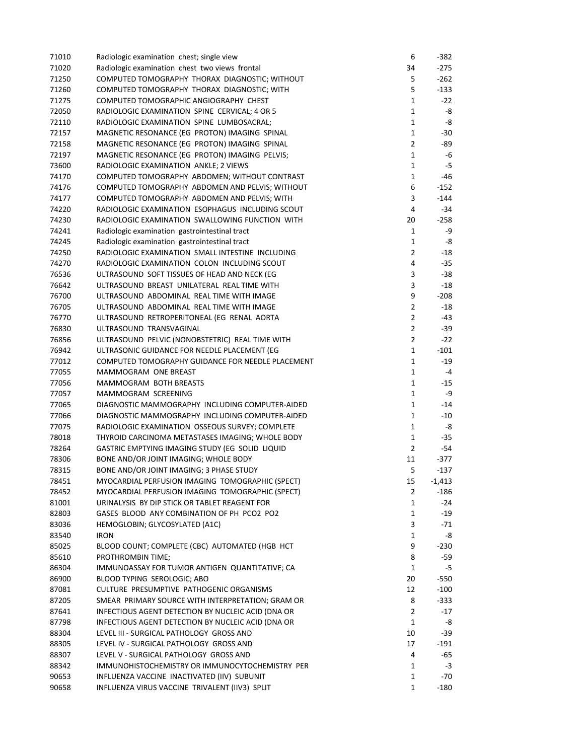| | | | |
|---|---|---|---|
| 71010 | Radiologic examination chest; single view | 6 | -382 |
| 71020 | Radiologic examination chest two views frontal | 34 | -275 |
| 71250 | COMPUTED TOMOGRAPHY THORAX DIAGNOSTIC; WITHOUT | 5 | -262 |
| 71260 | COMPUTED TOMOGRAPHY THORAX DIAGNOSTIC; WITH | 5 | -133 |
| 71275 | COMPUTED TOMOGRAPHIC ANGIOGRAPHY CHEST | 1 | -22 |
| 72050 | RADIOLOGIC EXAMINATION SPINE CERVICAL; 4 OR 5 | 1 | -8 |
| 72110 | RADIOLOGIC EXAMINATION SPINE LUMBOSACRAL; | 1 | -8 |
| 72157 | MAGNETIC RESONANCE (EG PROTON) IMAGING SPINAL | 1 | -30 |
| 72158 | MAGNETIC RESONANCE (EG PROTON) IMAGING SPINAL | 2 | -89 |
| 72197 | MAGNETIC RESONANCE (EG PROTON) IMAGING PELVIS; | 1 | -6 |
| 73600 | RADIOLOGIC EXAMINATION ANKLE; 2 VIEWS | 1 | -5 |
| 74170 | COMPUTED TOMOGRAPHY ABDOMEN; WITHOUT CONTRAST | 1 | -46 |
| 74176 | COMPUTED TOMOGRAPHY ABDOMEN AND PELVIS; WITHOUT | 6 | -152 |
| 74177 | COMPUTED TOMOGRAPHY ABDOMEN AND PELVIS; WITH | 3 | -144 |
| 74220 | RADIOLOGIC EXAMINATION ESOPHAGUS INCLUDING SCOUT | 4 | -34 |
| 74230 | RADIOLOGIC EXAMINATION SWALLOWING FUNCTION WITH | 20 | -258 |
| 74241 | Radiologic examination gastrointestinal tract | 1 | -9 |
| 74245 | Radiologic examination gastrointestinal tract | 1 | -8 |
| 74250 | RADIOLOGIC EXAMINATION SMALL INTESTINE INCLUDING | 2 | -18 |
| 74270 | RADIOLOGIC EXAMINATION COLON INCLUDING SCOUT | 4 | -35 |
| 76536 | ULTRASOUND SOFT TISSUES OF HEAD AND NECK (EG | 3 | -38 |
| 76642 | ULTRASOUND BREAST UNILATERAL REAL TIME WITH | 3 | -18 |
| 76700 | ULTRASOUND ABDOMINAL REAL TIME WITH IMAGE | 9 | -208 |
| 76705 | ULTRASOUND ABDOMINAL REAL TIME WITH IMAGE | 2 | -18 |
| 76770 | ULTRASOUND RETROPERITONEAL (EG RENAL AORTA | 2 | -43 |
| 76830 | ULTRASOUND TRANSVAGINAL | 2 | -39 |
| 76856 | ULTRASOUND PELVIC (NONOBSTETRIC) REAL TIME WITH | 2 | -22 |
| 76942 | ULTRASONIC GUIDANCE FOR NEEDLE PLACEMENT (EG | 1 | -101 |
| 77012 | COMPUTED TOMOGRAPHY GUIDANCE FOR NEEDLE PLACEMENT | 1 | -19 |
| 77055 | MAMMOGRAM ONE BREAST | 1 | -4 |
| 77056 | MAMMOGRAM BOTH BREASTS | 1 | -15 |
| 77057 | MAMMOGRAM SCREENING | 1 | -9 |
| 77065 | DIAGNOSTIC MAMMOGRAPHY INCLUDING COMPUTER-AIDED | 1 | -14 |
| 77066 | DIAGNOSTIC MAMMOGRAPHY INCLUDING COMPUTER-AIDED | 1 | -10 |
| 77075 | RADIOLOGIC EXAMINATION OSSEOUS SURVEY; COMPLETE | 1 | -8 |
| 78018 | THYROID CARCINOMA METASTASES IMAGING; WHOLE BODY | 1 | -35 |
| 78264 | GASTRIC EMPTYING IMAGING STUDY (EG SOLID LIQUID | 2 | -54 |
| 78306 | BONE AND/OR JOINT IMAGING; WHOLE BODY | 11 | -377 |
| 78315 | BONE AND/OR JOINT IMAGING; 3 PHASE STUDY | 5 | -137 |
| 78451 | MYOCARDIAL PERFUSION IMAGING TOMOGRAPHIC (SPECT) | 15 | -1,413 |
| 78452 | MYOCARDIAL PERFUSION IMAGING TOMOGRAPHIC (SPECT) | 2 | -186 |
| 81001 | URINALYSIS BY DIP STICK OR TABLET REAGENT FOR | 1 | -24 |
| 82803 | GASES BLOOD ANY COMBINATION OF PH PCO2 PO2 | 1 | -19 |
| 83036 | HEMOGLOBIN; GLYCOSYLATED (A1C) | 3 | -71 |
| 83540 | IRON | 1 | -8 |
| 85025 | BLOOD COUNT; COMPLETE (CBC) AUTOMATED (HGB HCT | 9 | -230 |
| 85610 | PROTHROMBIN TIME; | 8 | -59 |
| 86304 | IMMUNOASSAY FOR TUMOR ANTIGEN QUANTITATIVE; CA | 1 | -5 |
| 86900 | BLOOD TYPING SEROLOGIC; ABO | 20 | -550 |
| 87081 | CULTURE PRESUMPTIVE PATHOGENIC ORGANISMS | 12 | -100 |
| 87205 | SMEAR PRIMARY SOURCE WITH INTERPRETATION; GRAM OR | 8 | -333 |
| 87641 | INFECTIOUS AGENT DETECTION BY NUCLEIC ACID (DNA OR | 2 | -17 |
| 87798 | INFECTIOUS AGENT DETECTION BY NUCLEIC ACID (DNA OR | 1 | -8 |
| 88304 | LEVEL III - SURGICAL PATHOLOGY GROSS AND | 10 | -39 |
| 88305 | LEVEL IV - SURGICAL PATHOLOGY GROSS AND | 17 | -191 |
| 88307 | LEVEL V - SURGICAL PATHOLOGY GROSS AND | 4 | -65 |
| 88342 | IMMUNOHISTOCHEMISTRY OR IMMUNOCYTOCHEMISTRY PER | 1 | -3 |
| 90653 | INFLUENZA VACCINE INACTIVATED (IIV) SUBUNIT | 1 | -70 |
| 90658 | INFLUENZA VIRUS VACCINE TRIVALENT (IIV3) SPLIT | 1 | -180 |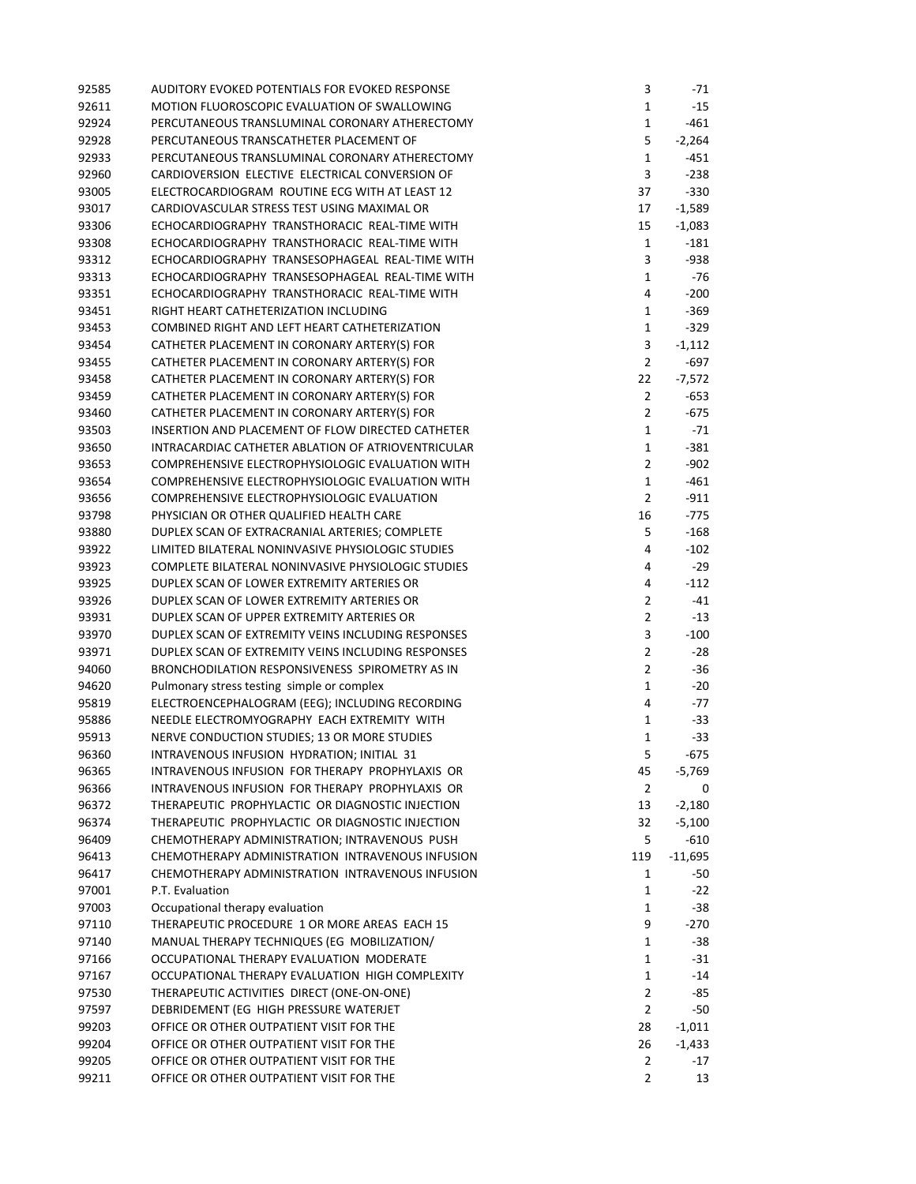| | | | |
|---|---|---|---|
| 92585 | AUDITORY EVOKED POTENTIALS FOR EVOKED RESPONSE | 3 | -71 |
| 92611 | MOTION FLUOROSCOPIC EVALUATION OF SWALLOWING | 1 | -15 |
| 92924 | PERCUTANEOUS TRANSLUMINAL CORONARY ATHERECTOMY | 1 | -461 |
| 92928 | PERCUTANEOUS TRANSCATHETER PLACEMENT OF | 5 | -2,264 |
| 92933 | PERCUTANEOUS TRANSLUMINAL CORONARY ATHERECTOMY | 1 | -451 |
| 92960 | CARDIOVERSION ELECTIVE ELECTRICAL CONVERSION OF | 3 | -238 |
| 93005 | ELECTROCARDIOGRAM ROUTINE ECG WITH AT LEAST 12 | 37 | -330 |
| 93017 | CARDIOVASCULAR STRESS TEST USING MAXIMAL OR | 17 | -1,589 |
| 93306 | ECHOCARDIOGRAPHY TRANSTHORACIC REAL-TIME WITH | 15 | -1,083 |
| 93308 | ECHOCARDIOGRAPHY TRANSTHORACIC REAL-TIME WITH | 1 | -181 |
| 93312 | ECHOCARDIOGRAPHY TRANSESOPHAGEAL REAL-TIME WITH | 3 | -938 |
| 93313 | ECHOCARDIOGRAPHY TRANSESOPHAGEAL REAL-TIME WITH | 1 | -76 |
| 93351 | ECHOCARDIOGRAPHY TRANSTHORACIC REAL-TIME WITH | 4 | -200 |
| 93451 | RIGHT HEART CATHETERIZATION INCLUDING | 1 | -369 |
| 93453 | COMBINED RIGHT AND LEFT HEART CATHETERIZATION | 1 | -329 |
| 93454 | CATHETER PLACEMENT IN CORONARY ARTERY(S) FOR | 3 | -1,112 |
| 93455 | CATHETER PLACEMENT IN CORONARY ARTERY(S) FOR | 2 | -697 |
| 93458 | CATHETER PLACEMENT IN CORONARY ARTERY(S) FOR | 22 | -7,572 |
| 93459 | CATHETER PLACEMENT IN CORONARY ARTERY(S) FOR | 2 | -653 |
| 93460 | CATHETER PLACEMENT IN CORONARY ARTERY(S) FOR | 2 | -675 |
| 93503 | INSERTION AND PLACEMENT OF FLOW DIRECTED CATHETER | 1 | -71 |
| 93650 | INTRACARDIAC CATHETER ABLATION OF ATRIOVENTRICULAR | 1 | -381 |
| 93653 | COMPREHENSIVE ELECTROPHYSIOLOGIC EVALUATION WITH | 2 | -902 |
| 93654 | COMPREHENSIVE ELECTROPHYSIOLOGIC EVALUATION WITH | 1 | -461 |
| 93656 | COMPREHENSIVE ELECTROPHYSIOLOGIC EVALUATION | 2 | -911 |
| 93798 | PHYSICIAN OR OTHER QUALIFIED HEALTH CARE | 16 | -775 |
| 93880 | DUPLEX SCAN OF EXTRACRANIAL ARTERIES; COMPLETE | 5 | -168 |
| 93922 | LIMITED BILATERAL NONINVASIVE PHYSIOLOGIC STUDIES | 4 | -102 |
| 93923 | COMPLETE BILATERAL NONINVASIVE PHYSIOLOGIC STUDIES | 4 | -29 |
| 93925 | DUPLEX SCAN OF LOWER EXTREMITY ARTERIES OR | 4 | -112 |
| 93926 | DUPLEX SCAN OF LOWER EXTREMITY ARTERIES OR | 2 | -41 |
| 93931 | DUPLEX SCAN OF UPPER EXTREMITY ARTERIES OR | 2 | -13 |
| 93970 | DUPLEX SCAN OF EXTREMITY VEINS INCLUDING RESPONSES | 3 | -100 |
| 93971 | DUPLEX SCAN OF EXTREMITY VEINS INCLUDING RESPONSES | 2 | -28 |
| 94060 | BRONCHODILATION RESPONSIVENESS SPIROMETRY AS IN | 2 | -36 |
| 94620 | Pulmonary stress testing simple or complex | 1 | -20 |
| 95819 | ELECTROENCEPHALOGRAM (EEG); INCLUDING RECORDING | 4 | -77 |
| 95886 | NEEDLE ELECTROMYOGRAPHY EACH EXTREMITY WITH | 1 | -33 |
| 95913 | NERVE CONDUCTION STUDIES; 13 OR MORE STUDIES | 1 | -33 |
| 96360 | INTRAVENOUS INFUSION HYDRATION; INITIAL 31 | 5 | -675 |
| 96365 | INTRAVENOUS INFUSION FOR THERAPY PROPHYLAXIS OR | 45 | -5,769 |
| 96366 | INTRAVENOUS INFUSION FOR THERAPY PROPHYLAXIS OR | 2 | 0 |
| 96372 | THERAPEUTIC PROPHYLACTIC OR DIAGNOSTIC INJECTION | 13 | -2,180 |
| 96374 | THERAPEUTIC PROPHYLACTIC OR DIAGNOSTIC INJECTION | 32 | -5,100 |
| 96409 | CHEMOTHERAPY ADMINISTRATION; INTRAVENOUS PUSH | 5 | -610 |
| 96413 | CHEMOTHERAPY ADMINISTRATION INTRAVENOUS INFUSION | 119 | -11,695 |
| 96417 | CHEMOTHERAPY ADMINISTRATION INTRAVENOUS INFUSION | 1 | -50 |
| 97001 | P.T. Evaluation | 1 | -22 |
| 97003 | Occupational therapy evaluation | 1 | -38 |
| 97110 | THERAPEUTIC PROCEDURE 1 OR MORE AREAS EACH 15 | 9 | -270 |
| 97140 | MANUAL THERAPY TECHNIQUES (EG MOBILIZATION/ | 1 | -38 |
| 97166 | OCCUPATIONAL THERAPY EVALUATION MODERATE | 1 | -31 |
| 97167 | OCCUPATIONAL THERAPY EVALUATION HIGH COMPLEXITY | 1 | -14 |
| 97530 | THERAPEUTIC ACTIVITIES DIRECT (ONE-ON-ONE) | 2 | -85 |
| 97597 | DEBRIDEMENT (EG HIGH PRESSURE WATERJET | 2 | -50 |
| 99203 | OFFICE OR OTHER OUTPATIENT VISIT FOR THE | 28 | -1,011 |
| 99204 | OFFICE OR OTHER OUTPATIENT VISIT FOR THE | 26 | -1,433 |
| 99205 | OFFICE OR OTHER OUTPATIENT VISIT FOR THE | 2 | -17 |
| 99211 | OFFICE OR OTHER OUTPATIENT VISIT FOR THE | 2 | 13 |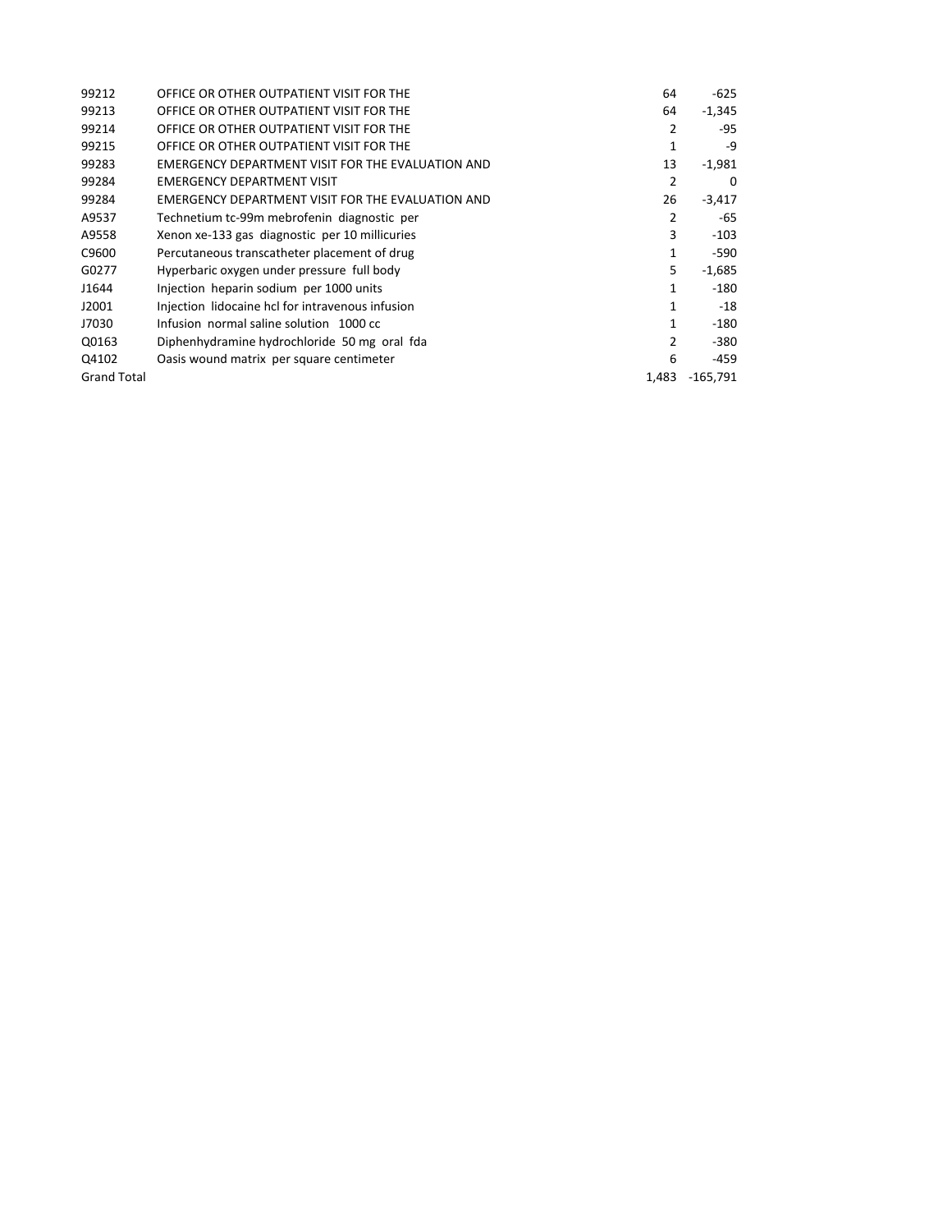| | | | |
|---|---|---|---|
| 99212 | OFFICE OR OTHER OUTPATIENT VISIT FOR THE | 64 | -625 |
| 99213 | OFFICE OR OTHER OUTPATIENT VISIT FOR THE | 64 | -1,345 |
| 99214 | OFFICE OR OTHER OUTPATIENT VISIT FOR THE | 2 | -95 |
| 99215 | OFFICE OR OTHER OUTPATIENT VISIT FOR THE | 1 | -9 |
| 99283 | EMERGENCY DEPARTMENT VISIT FOR THE EVALUATION AND | 13 | -1,981 |
| 99284 | EMERGENCY DEPARTMENT VISIT | 2 | 0 |
| 99284 | EMERGENCY DEPARTMENT VISIT FOR THE EVALUATION AND | 26 | -3,417 |
| A9537 | Technetium tc-99m mebrofenin diagnostic per | 2 | -65 |
| A9558 | Xenon xe-133 gas diagnostic per 10 millicuries | 3 | -103 |
| C9600 | Percutaneous transcatheter placement of drug | 1 | -590 |
| G0277 | Hyperbaric oxygen under pressure full body | 5 | -1,685 |
| J1644 | Injection heparin sodium per 1000 units | 1 | -180 |
| J2001 | Injection lidocaine hcl for intravenous infusion | 1 | -18 |
| J7030 | Infusion normal saline solution 1000 cc | 1 | -180 |
| Q0163 | Diphenhydramine hydrochloride 50 mg oral fda | 2 | -380 |
| Q4102 | Oasis wound matrix per square centimeter | 6 | -459 |
| Grand Total | | 1,483 | -165,791 |